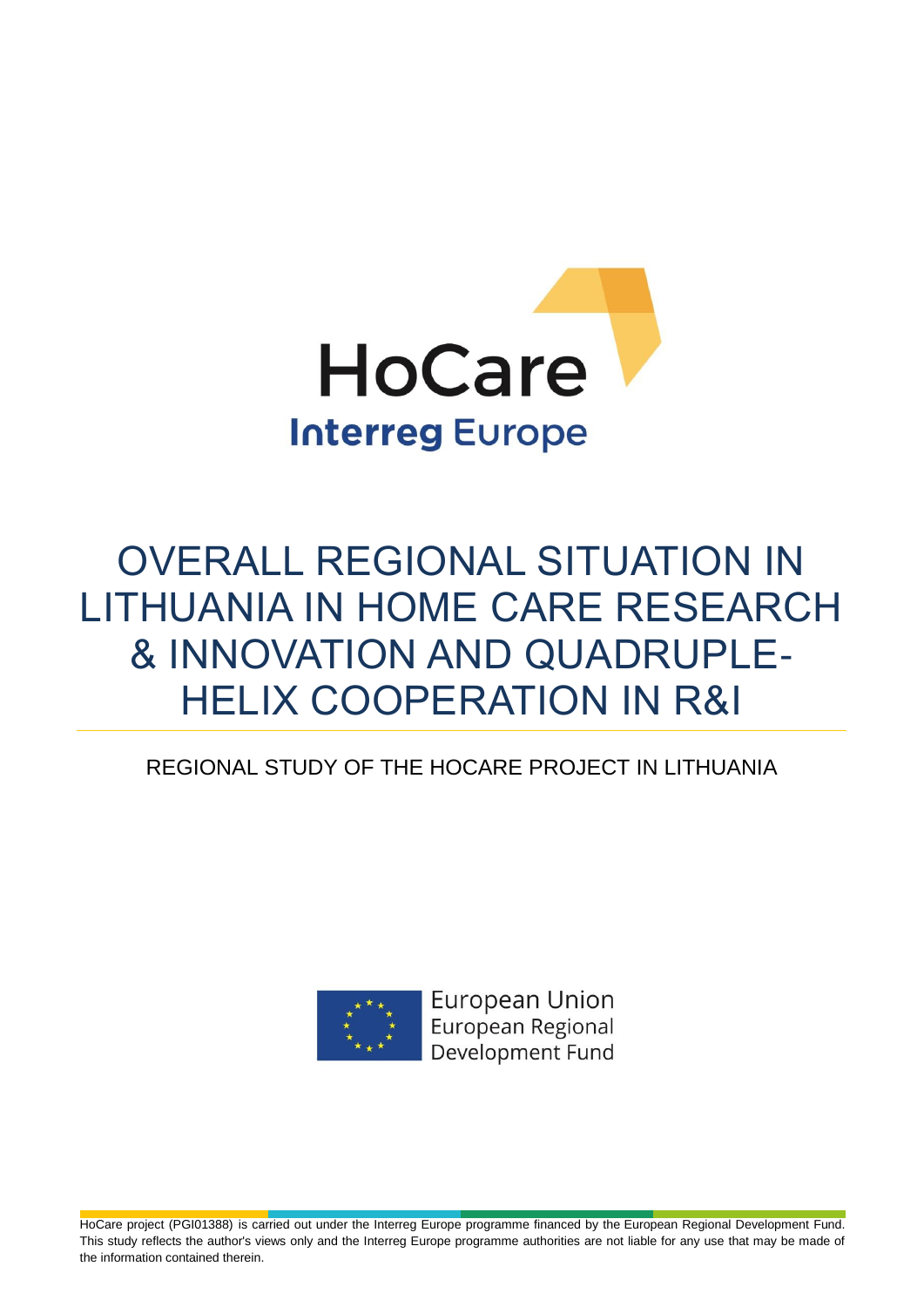HoCare

Interreg Europe

# OVERALL REGIONAL SITUATION IN LITHUANIA IN HOME CARE RESEARCH & INNOVATION AND QUADRUPLE-HELIX COOPERATION IN R&I

REGIONAL STUDY OF THE HOCARE PROJECT IN LITHUANIA

European Union
European Regional
Development Fund

HoCare project (PGI01388) is carried out under the Interreg Europe programme financed by the European Regional Development Fund. This study reflects the author's views only and the Interreg Europe programme authorities are not liable for any use that may be made of the information contained therein.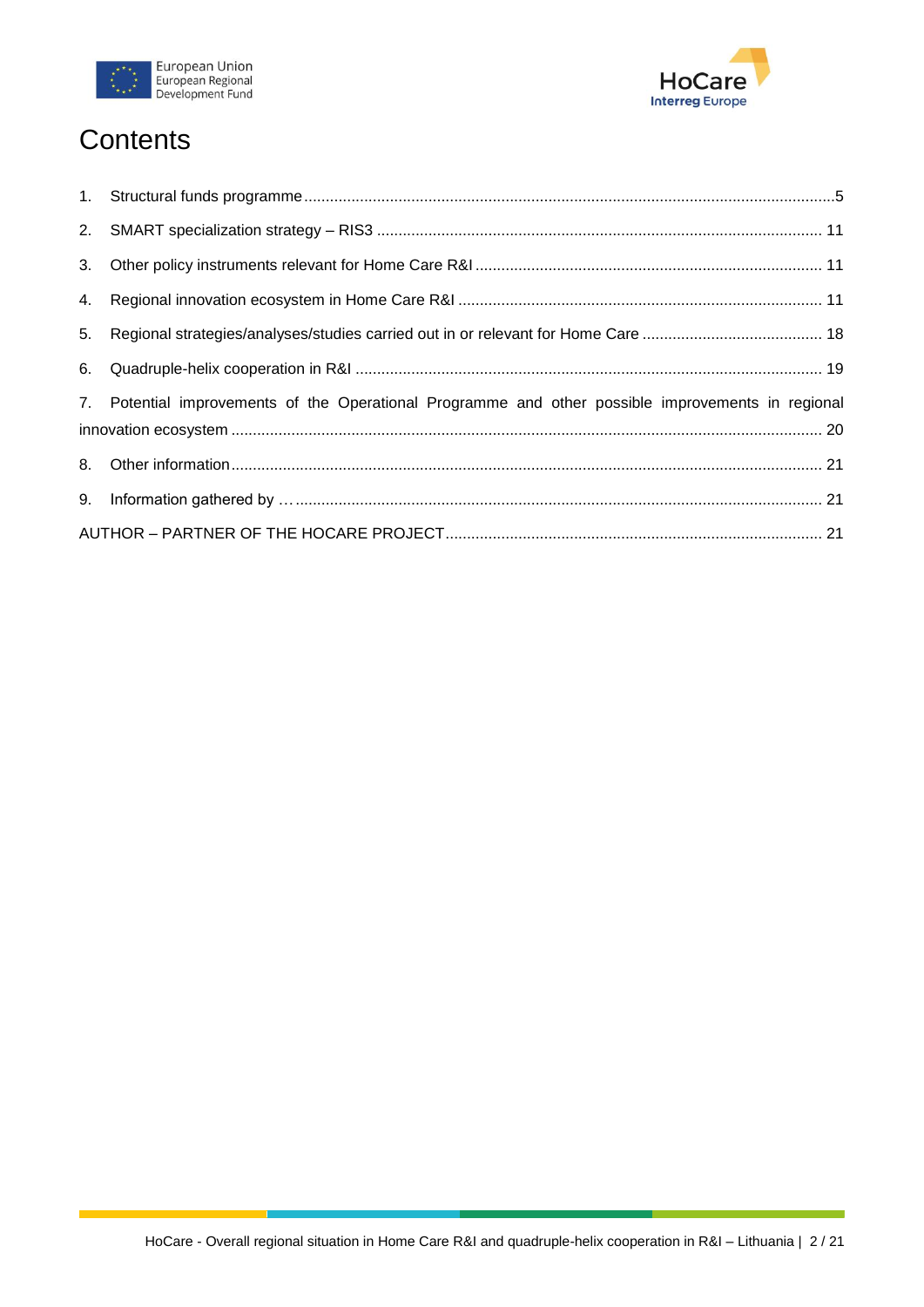# Contents

1. Structural funds programme ..... 5
2. SMART specialization strategy – RIS3 ..... 11
3. Other policy instruments relevant for Home Care R&I ..... 11
4. Regional innovation ecosystem in Home Care R&I ..... 11
5. Regional strategies/analyses/studies carried out in or relevant for Home Care ..... 18
6. Quadruple-helix cooperation in R&I ..... 19
7. Potential improvements of the Operational Programme and other possible improvements in regional innovation ecosystem ..... 20
8. Other information ..... 21
9. Information gathered by … ..... 21

AUTHOR – PARTNER OF THE HOCARE PROJECT ..... 21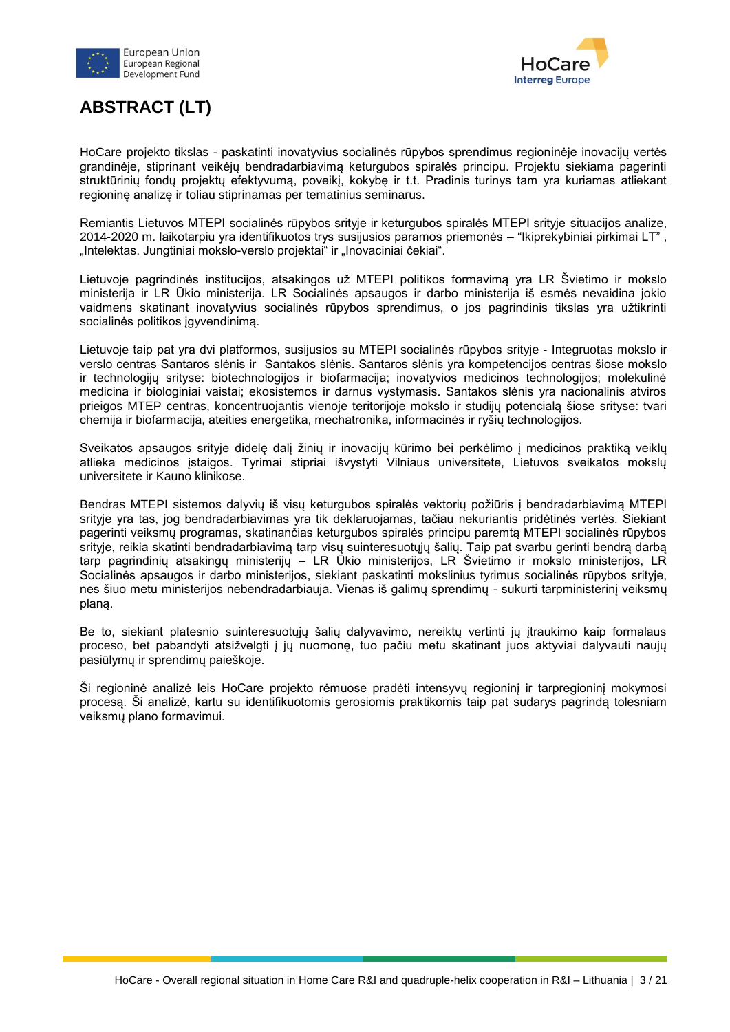# ABSTRACT (LT)

HoCare projekto tikslas - paskatinti inovatyvius socialinės rūpybos sprendimus regioninėje inovacijų vertės grandinėje, stiprinant veikėjų bendradarbiavimą keturgubos spiralės principu. Projektu siekiama pagerinti struktūrinių fondų projektų efektyvumą, poveikį, kokybę ir t.t. Pradinis turinys tam yra kuriamas atliekant regioninę analizę ir toliau stiprinamas per tematinius seminarus.

Remiantis Lietuvos MTEPI socialinės rūpybos srityje ir keturgubos spiralės MTEPI srityje situacijos analize, 2014-2020 m. laikotarpiu yra identifikuotos trys susijusios paramos priemonės – "Ikiprekybiniai pirkimai LT" , „Intelektas. Jungtiniai mokslo-verslo projektai" ir „Inovaciniai čekiai".

Lietuvoje pagrindinės institucijos, atsakingos už MTEPI politikos formavimą yra LR Švietimo ir mokslo ministerija ir LR Ūkio ministerija. LR Socialinės apsaugos ir darbo ministerija iš esmės nevaidina jokio vaidmens skatinant inovatyvius socialinės rūpybos sprendimus, o jos pagrindinis tikslas yra užtikrinti socialinės politikos įgyvendinimą.

Lietuvoje taip pat yra dvi platformos, susijusios su MTEPI socialinės rūpybos srityje - Integruotas mokslo ir verslo centras Santaros slėnis ir Santakos slėnis. Santaros slėnis yra kompetencijos centras šiose mokslo ir technologijų srityse: biotechnologijos ir biofarmacija; inovatyvios medicinos technologijos; molekulinė medicina ir biologiniai vaistai; ekosistemos ir darnus vystymasis. Santakos slėnis yra nacionalinis atviros prieigos MTEP centras, koncentruojantis vienoje teritorijoje mokslo ir studijų potencialą šiose srityse: tvari chemija ir biofarmacija, ateities energetika, mechatronika, informacinės ir ryšių technologijos.

Sveikatos apsaugos srityje didelę dalį žinių ir inovacijų kūrimo bei perkėlimo į medicinos praktiką veiklų atlieka medicinos įstaigos. Tyrimai stipriai išvystyti Vilniaus universitete, Lietuvos sveikatos mokslų universitete ir Kauno klinikose.

Bendras MTEPI sistemos dalyvių iš visų keturgubos spiralės vektorių požiūris į bendradarbiavimą MTEPI srityje yra tas, jog bendradarbiavimas yra tik deklaruojamas, tačiau nekuriantis pridėtinės vertės. Siekiant pagerinti veiksmų programas, skatinančias keturgubos spiralės principu paremtą MTEPI socialinės rūpybos srityje, reikia skatinti bendradarbiavimą tarp visų suinteresuotųjų šalių. Taip pat svarbu gerinti bendrą darbą tarp pagrindinių atsakingų ministerijų – LR Ūkio ministerijos, LR Švietimo ir mokslo ministerijos, LR Socialinės apsaugos ir darbo ministerijos, siekiant paskatinti mokslinius tyrimus socialinės rūpybos srityje, nes šiuo metu ministerijos nebendradarbiauja. Vienas iš galimų sprendimų - sukurti tarpministerinį veiksmų planą.

Be to, siekiant platesnio suinteresuotųjų šalių dalyvavimo, nereiktų vertinti jų įtraukimo kaip formalaus proceso, bet pabandyti atsižvelgti į jų nuomonę, tuo pačiu metu skatinant juos aktyviai dalyvauti naujų pasiūlymų ir sprendimų paieškoje.

Ši regioninė analizė leis HoCare projekto rėmuose pradėti intensyvų regioninį ir tarpregioninį mokymosi procesą. Ši analizė, kartu su identifikuotomis gerosiomis praktikomis taip pat sudarys pagrindą tolesniam veiksmų plano formavimui.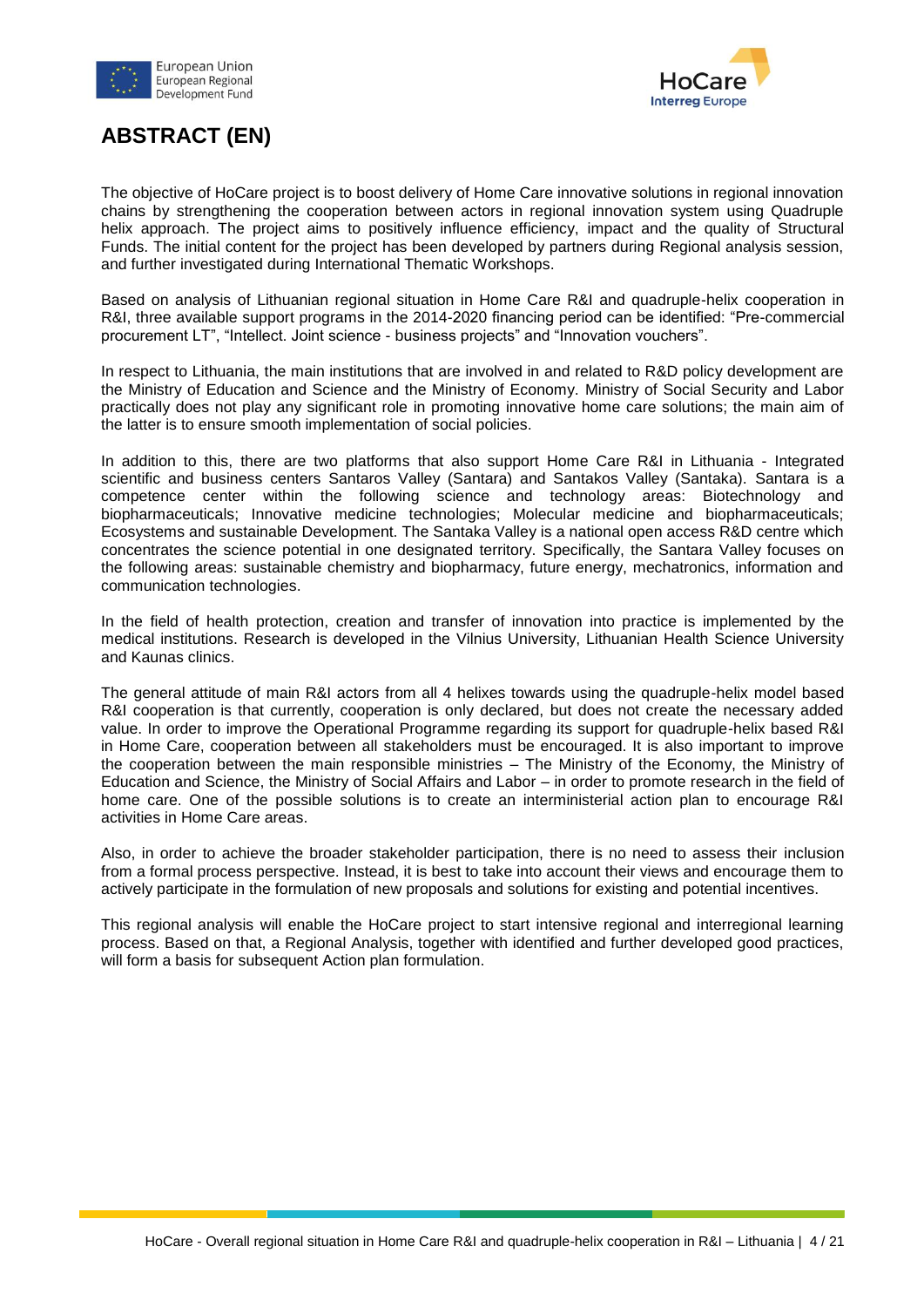# ABSTRACT (EN)

The objective of HoCare project is to boost delivery of Home Care innovative solutions in regional innovation chains by strengthening the cooperation between actors in regional innovation system using Quadruple helix approach. The project aims to positively influence efficiency, impact and the quality of Structural Funds. The initial content for the project has been developed by partners during Regional analysis session, and further investigated during International Thematic Workshops.

Based on analysis of Lithuanian regional situation in Home Care R&I and quadruple-helix cooperation in R&I, three available support programs in the 2014-2020 financing period can be identified: “Pre-commercial procurement LT”, “Intellect. Joint science - business projects” and “Innovation vouchers”.

In respect to Lithuania, the main institutions that are involved in and related to R&D policy development are the Ministry of Education and Science and the Ministry of Economy. Ministry of Social Security and Labor practically does not play any significant role in promoting innovative home care solutions; the main aim of the latter is to ensure smooth implementation of social policies.

In addition to this, there are two platforms that also support Home Care R&I in Lithuania - Integrated scientific and business centers Santaros Valley (Santara) and Santakos Valley (Santaka). Santara is a competence center within the following science and technology areas: Biotechnology and biopharmaceuticals; Innovative medicine technologies; Molecular medicine and biopharmaceuticals; Ecosystems and sustainable Development. The Santaka Valley is a national open access R&D centre which concentrates the science potential in one designated territory. Specifically, the Santara Valley focuses on the following areas: sustainable chemistry and biopharmacy, future energy, mechatronics, information and communication technologies.

In the field of health protection, creation and transfer of innovation into practice is implemented by the medical institutions. Research is developed in the Vilnius University, Lithuanian Health Science University and Kaunas clinics.

The general attitude of main R&I actors from all 4 helixes towards using the quadruple-helix model based R&I cooperation is that currently, cooperation is only declared, but does not create the necessary added value. In order to improve the Operational Programme regarding its support for quadruple-helix based R&I in Home Care, cooperation between all stakeholders must be encouraged. It is also important to improve the cooperation between the main responsible ministries – The Ministry of the Economy, the Ministry of Education and Science, the Ministry of Social Affairs and Labor – in order to promote research in the field of home care. One of the possible solutions is to create an interministerial action plan to encourage R&I activities in Home Care areas.

Also, in order to achieve the broader stakeholder participation, there is no need to assess their inclusion from a formal process perspective. Instead, it is best to take into account their views and encourage them to actively participate in the formulation of new proposals and solutions for existing and potential incentives.

This regional analysis will enable the HoCare project to start intensive regional and interregional learning process. Based on that, a Regional Analysis, together with identified and further developed good practices, will form a basis for subsequent Action plan formulation.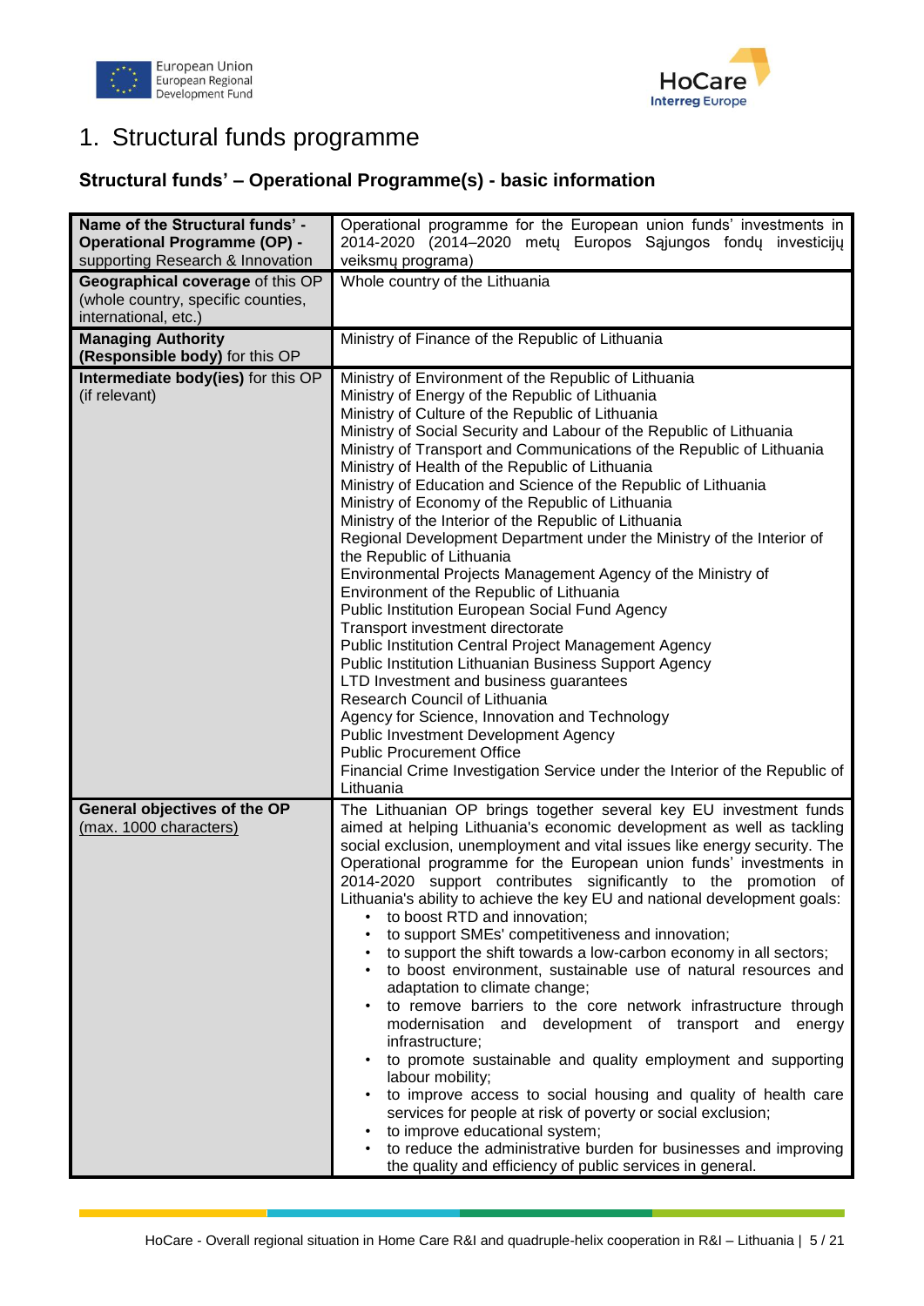# 1. Structural funds programme

## Structural funds' – Operational Programme(s) - basic information

| | |
|---|---|
| **Name of the Structural funds' - Operational Programme (OP) -** supporting Research & Innovation | Operational programme for the European union funds' investments in 2014-2020 (2014–2020 metų Europos Sąjungos fondų investicijų veiksmų programa) |
| **Geographical coverage** of this OP (whole country, specific counties, international, etc.) | Whole country of the Lithuania |
| **Managing Authority (Responsible body)** for this OP | Ministry of Finance of the Republic of Lithuania |
| **Intermediate body(ies)** for this OP (if relevant) | Ministry of Environment of the Republic of Lithuania<br>Ministry of Energy of the Republic of Lithuania<br>Ministry of Culture of the Republic of Lithuania<br>Ministry of Social Security and Labour of the Republic of Lithuania<br>Ministry of Transport and Communications of the Republic of Lithuania<br>Ministry of Health of the Republic of Lithuania<br>Ministry of Education and Science of the Republic of Lithuania<br>Ministry of Economy of the Republic of Lithuania<br>Ministry of the Interior of the Republic of Lithuania<br>Regional Development Department under the Ministry of the Interior of the Republic of Lithuania<br>Environmental Projects Management Agency of the Ministry of Environment of the Republic of Lithuania<br>Public Institution European Social Fund Agency<br>Transport investment directorate<br>Public Institution Central Project Management Agency<br>Public Institution Lithuanian Business Support Agency<br>LTD Investment and business guarantees<br>Research Council of Lithuania<br>Agency for Science, Innovation and Technology<br>Public Investment Development Agency<br>Public Procurement Office<br>Financial Crime Investigation Service under the Interior of the Republic of Lithuania |
| **General objectives of the OP** (max. 1000 characters) | The Lithuanian OP brings together several key EU investment funds aimed at helping Lithuania's economic development as well as tackling social exclusion, unemployment and vital issues like energy security. The Operational programme for the European union funds' investments in 2014-2020 support contributes significantly to the promotion of Lithuania's ability to achieve the key EU and national development goals:<br>• to boost RTD and innovation;<br>• to support SMEs' competitiveness and innovation;<br>• to support the shift towards a low-carbon economy in all sectors;<br>• to boost environment, sustainable use of natural resources and adaptation to climate change;<br>• to remove barriers to the core network infrastructure through modernisation and development of transport and energy infrastructure;<br>• to promote sustainable and quality employment and supporting labour mobility;<br>• to improve access to social housing and quality of health care services for people at risk of poverty or social exclusion;<br>• to improve educational system;<br>• to reduce the administrative burden for businesses and improving the quality and efficiency of public services in general. |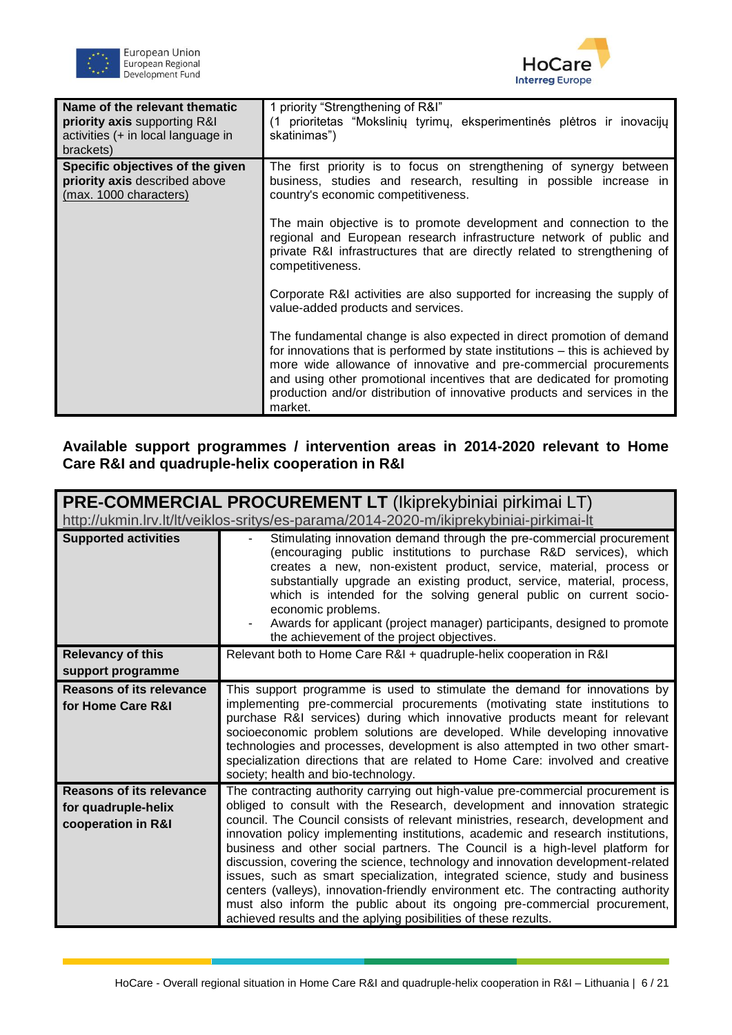| Name of the relevant thematic **priority axis** supporting R&I activities (+ in local language in brackets) | 1 priority "Strengthening of R&I"<br>(1 prioritetas "Mokslinių tyrimų, eksperimentinės plėtros ir inovacijų skatinimas") |
|---|---|
| **Specific objectives of the given priority axis** described above (max. 1000 characters) | The first priority is to focus on strengthening of synergy between business, studies and research, resulting in possible increase in country's economic competitiveness.<br><br>The main objective is to promote development and connection to the regional and European research infrastructure network of public and private R&I infrastructures that are directly related to strengthening of competitiveness.<br><br>Corporate R&I activities are also supported for increasing the supply of value-added products and services.<br><br>The fundamental change is also expected in direct promotion of demand for innovations that is performed by state institutions – this is achieved by more wide allowance of innovative and pre-commercial procurements and using other promotional incentives that are dedicated for promoting production and/or distribution of innovative products and services in the market. |

## Available support programmes / intervention areas in 2014-2020 relevant to Home Care R&I and quadruple-helix cooperation in R&I

| **PRE-COMMERCIAL PROCUREMENT LT** (Ikiprekybiniai pirkimai LT)<br>http://ukmin.lrv.lt/lt/veiklos-sritys/es-parama/2014-2020-m/ikiprekybiniai-pirkimai-lt | |
|---|---|
| **Supported activities** | - Stimulating innovation demand through the pre-commercial procurement (encouraging public institutions to purchase R&D services), which creates a new, non-existent product, service, material, process or substantially upgrade an existing product, service, material, process, which is intended for the solving general public on current socio-economic problems.<br>- Awards for applicant (project manager) participants, designed to promote the achievement of the project objectives. |
| **Relevancy of this support programme** | Relevant both to Home Care R&I + quadruple-helix cooperation in R&I |
| **Reasons of its relevance for Home Care R&I** | This support programme is used to stimulate the demand for innovations by implementing pre-commercial procurements (motivating state institutions to purchase R&I services) during which innovative products meant for relevant socioeconomic problem solutions are developed. While developing innovative technologies and processes, development is also attempted in two other smart-specialization directions that are related to Home Care: involved and creative society; health and bio-technology. |
| **Reasons of its relevance for quadruple-helix cooperation in R&I** | The contracting authority carrying out high-value pre-commercial procurement is obliged to consult with the Research, development and innovation strategic council. The Council consists of relevant ministries, research, development and innovation policy implementing institutions, academic and research institutions, business and other social partners. The Council is a high-level platform for discussion, covering the science, technology and innovation development-related issues, such as smart specialization, integrated science, study and business centers (valleys), innovation-friendly environment etc. The contracting authority must also inform the public about its ongoing pre-commercial procurement, achieved results and the aplying posibilities of these rezults. |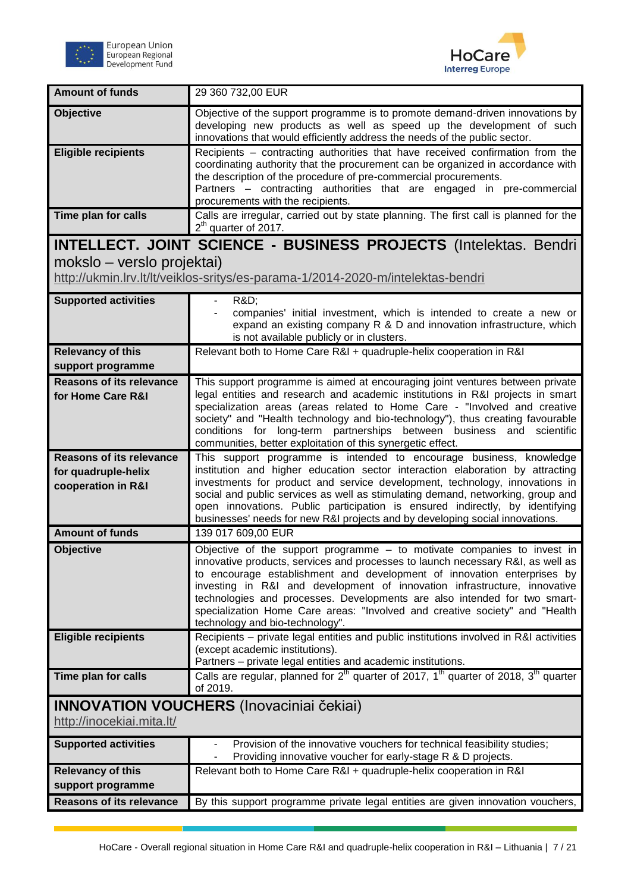| | |
|---|---|
| **Amount of funds** | 29 360 732,00 EUR |
| **Objective** | Objective of the support programme is to promote demand-driven innovations by developing new products as well as speed up the development of such innovations that would efficiently address the needs of the public sector. |
| **Eligible recipients** | Recipients – contracting authorities that have received confirmation from the coordinating authority that the procurement can be organized in accordance with the description of the procedure of pre-commercial procurements.<br>Partners – contracting authorities that are engaged in pre-commercial procurements with the recipients. |
| **Time plan for calls** | Calls are irregular, carried out by state planning. The first call is planned for the 2th quarter of 2017. |

## INTELLECT. JOINT SCIENCE - BUSINESS PROJECTS (Intelektas. Bendri mokslo – verslo projektai)

http://ukmin.lrv.lt/lt/veiklos-sritys/es-parama-1/2014-2020-m/intelektas-bendri

| | |
|---|---|
| **Supported activities** | - R&D;<br>- companies' initial investment, which is intended to create a new or expand an existing company R & D and innovation infrastructure, which is not available publicly or in clusters. |
| **Relevancy of this support programme** | Relevant both to Home Care R&I + quadruple-helix cooperation in R&I |
| **Reasons of its relevance for Home Care R&I** | This support programme is aimed at encouraging joint ventures between private legal entities and research and academic institutions in R&I projects in smart specialization areas (areas related to Home Care - "Involved and creative society" and "Health technology and bio-technology"), thus creating favourable conditions for long-term partnerships between business and scientific communities, better exploitation of this synergetic effect. |
| **Reasons of its relevance for quadruple-helix cooperation in R&I** | This support programme is intended to encourage business, knowledge institution and higher education sector interaction elaboration by attracting investments for product and service development, technology, innovations in social and public services as well as stimulating demand, networking, group and open innovations. Public participation is ensured indirectly, by identifying businesses' needs for new R&I projects and by developing social innovations. |
| **Amount of funds** | 139 017 609,00 EUR |
| **Objective** | Objective of the support programme – to motivate companies to invest in innovative products, services and processes to launch necessary R&I, as well as to encourage establishment and development of innovation enterprises by investing in R&I and development of innovation infrastructure, innovative technologies and processes. Developments are also intended for two smart-specialization Home Care areas: "Involved and creative society" and "Health technology and bio-technology". |
| **Eligible recipients** | Recipients – private legal entities and public institutions involved in R&I activities (except academic institutions).<br>Partners – private legal entities and academic institutions. |
| **Time plan for calls** | Calls are regular, planned for 2th quarter of 2017, 1th quarter of 2018, 3th quarter of 2019. |

## INNOVATION VOUCHERS (Inovaciniai čekiai)

http://inocekiai.mita.lt/

| | |
|---|---|
| **Supported activities** | - Provision of the innovative vouchers for technical feasibility studies;<br>- Providing innovative voucher for early-stage R & D projects. |
| **Relevancy of this support programme** | Relevant both to Home Care R&I + quadruple-helix cooperation in R&I |
| **Reasons of its relevance** | By this support programme private legal entities are given innovation vouchers, |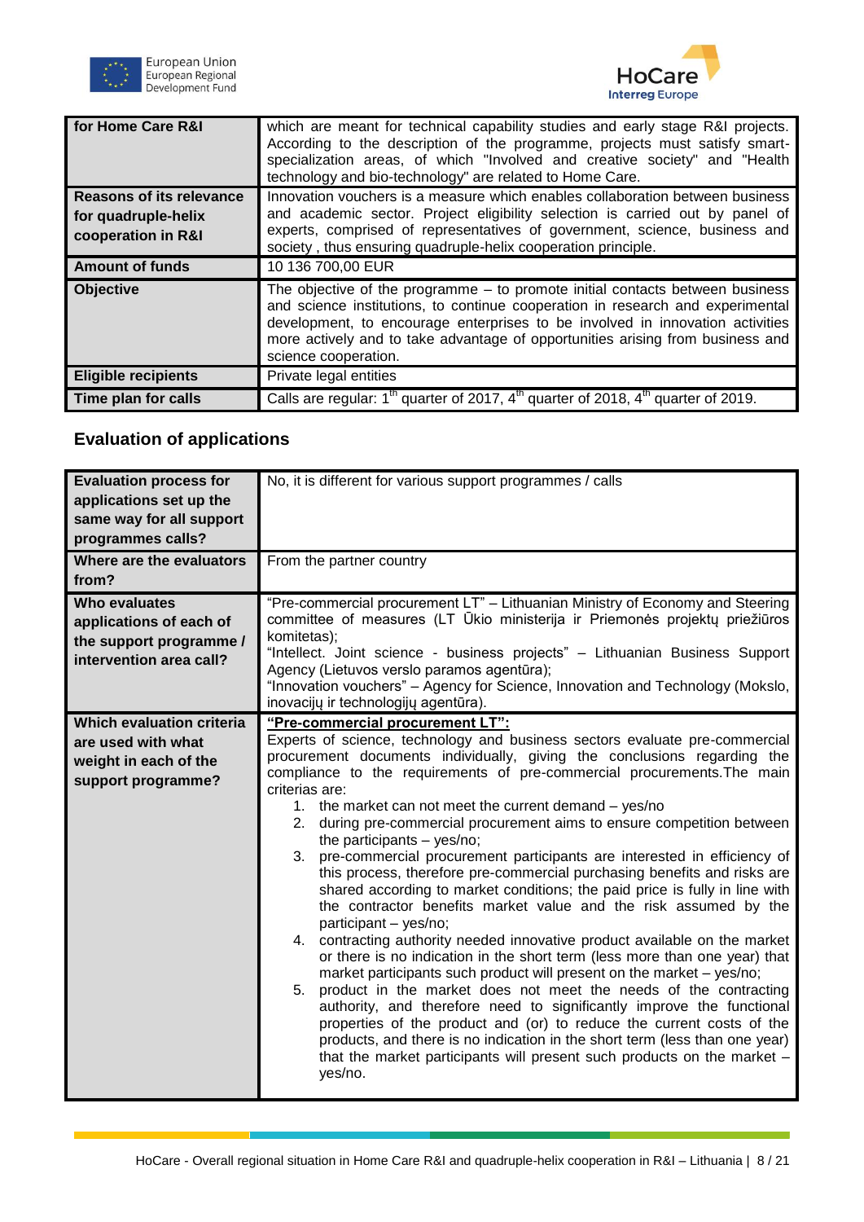| for Home Care R&I | which are meant for technical capability studies and early stage R&I projects. According to the description of the programme, projects must satisfy smart-specialization areas, of which "Involved and creative society" and "Health technology and bio-technology" are related to Home Care. |
|---|---|
| **Reasons of its relevance for quadruple-helix cooperation in R&I** | Innovation vouchers is a measure which enables collaboration between business and academic sector. Project eligibility selection is carried out by panel of experts, comprised of representatives of government, science, business and society , thus ensuring quadruple-helix cooperation principle. |
| **Amount of funds** | 10 136 700,00 EUR |
| **Objective** | The objective of the programme – to promote initial contacts between business and science institutions, to continue cooperation in research and experimental development, to encourage enterprises to be involved in innovation activities more actively and to take advantage of opportunities arising from business and science cooperation. |
| **Eligible recipients** | Private legal entities |
| **Time plan for calls** | Calls are regular: 1th quarter of 2017, 4th quarter of 2018, 4th quarter of 2019. |

## Evaluation of applications

| **Evaluation process for applications set up the same way for all support programmes calls?** | No, it is different for various support programmes / calls |
|---|---|
| **Where are the evaluators from?** | From the partner country |
| **Who evaluates applications of each of the support programme / intervention area call?** | "Pre-commercial procurement LT" – Lithuanian Ministry of Economy and Steering committee of measures (LT Ūkio ministerija ir Priemonės projektų priežiūros komitetas);<br>"Intellect. Joint science - business projects" – Lithuanian Business Support Agency (Lietuvos verslo paramos agentūra);<br>"Innovation vouchers" – Agency for Science, Innovation and Technology (Mokslo, inovacijų ir technologijų agentūra). |
| **Which evaluation criteria are used with what weight in each of the support programme?** | **"Pre-commercial procurement LT":**<br>Experts of science, technology and business sectors evaluate pre-commercial procurement documents individually, giving the conclusions regarding the compliance to the requirements of pre-commercial procurements.The main criterias are:<br>1. the market can not meet the current demand – yes/no<br>2. during pre-commercial procurement aims to ensure competition between the participants – yes/no;<br>3. pre-commercial procurement participants are interested in efficiency of this process, therefore pre-commercial purchasing benefits and risks are shared according to market conditions; the paid price is fully in line with the contractor benefits market value and the risk assumed by the participant – yes/no;<br>4. contracting authority needed innovative product available on the market or there is no indication in the short term (less more than one year) that market participants such product will present on the market – yes/no;<br>5. product in the market does not meet the needs of the contracting authority, and therefore need to significantly improve the functional properties of the product and (or) to reduce the current costs of the products, and there is no indication in the short term (less than one year) that the market participants will present such products on the market – yes/no. |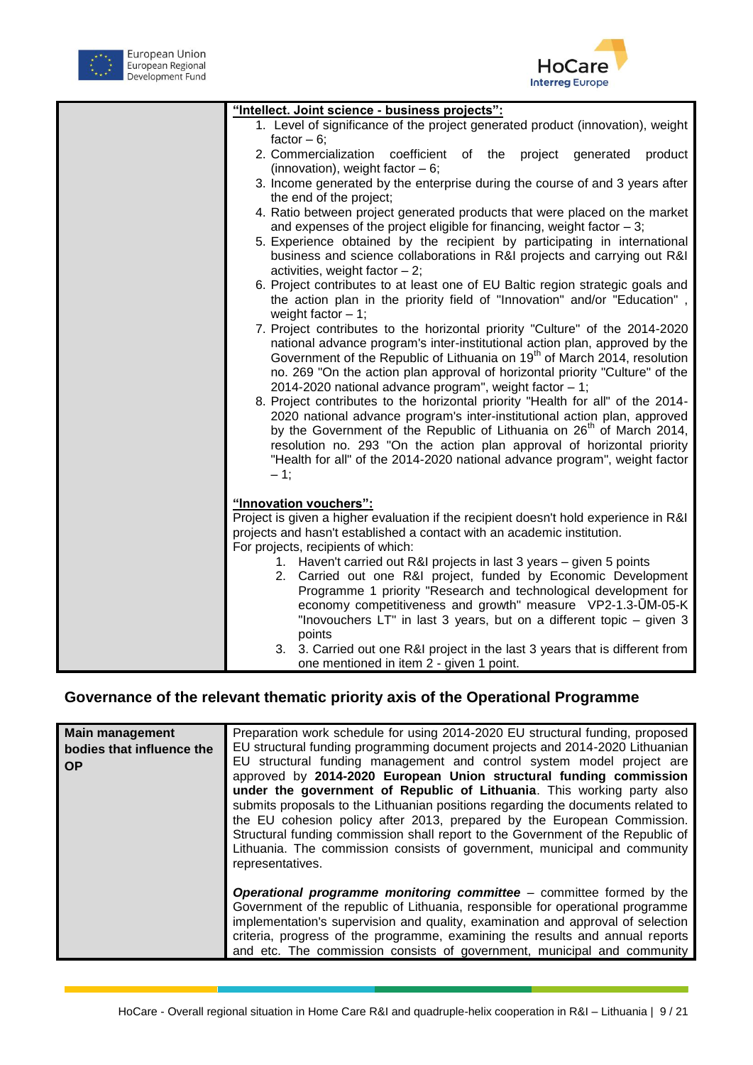| | **"Intellect. Joint science - business projects":**<br>1. Level of significance of the project generated product (innovation), weight factor – 6;<br>2. Commercialization coefficient of the project generated product (innovation), weight factor – 6;<br>3. Income generated by the enterprise during the course of and 3 years after the end of the project;<br>4. Ratio between project generated products that were placed on the market and expenses of the project eligible for financing, weight factor – 3;<br>5. Experience obtained by the recipient by participating in international business and science collaborations in R&I projects and carrying out R&I activities, weight factor – 2;<br>6. Project contributes to at least one of EU Baltic region strategic goals and the action plan in the priority field of "Innovation" and/or "Education" , weight factor – 1;<br>7. Project contributes to the horizontal priority "Culture" of the 2014-2020 national advance program's inter-institutional action plan, approved by the Government of the Republic of Lithuania on 19th of March 2014, resolution no. 269 "On the action plan approval of horizontal priority "Culture" of the 2014-2020 national advance program", weight factor – 1;<br>8. Project contributes to the horizontal priority "Health for all" of the 2014-2020 national advance program's inter-institutional action plan, approved by the Government of the Republic of Lithuania on 26th of March 2014, resolution no. 293 "On the action plan approval of horizontal priority "Health for all" of the 2014-2020 national advance program", weight factor – 1;<br><br>**"Innovation vouchers":**<br>Project is given a higher evaluation if the recipient doesn't hold experience in R&I projects and hasn't established a contact with an academic institution.<br>For projects, recipients of which:<br>1. Haven't carried out R&I projects in last 3 years – given 5 points<br>2. Carried out one R&I project, funded by Economic Development Programme 1 priority "Research and technological development for economy competitiveness and growth" measure VP2-1.3-ŪM-05-K "Inovouchers LT" in last 3 years, but on a different topic – given 3 points<br>3. 3. Carried out one R&I project in the last 3 years that is different from one mentioned in item 2 - given 1 point. |
|---|---|

## Governance of the relevant thematic priority axis of the Operational Programme

| **Main management bodies that influence the OP** | Preparation work schedule for using 2014-2020 EU structural funding, proposed EU structural funding programming document projects and 2014-2020 Lithuanian EU structural funding management and control system model project are approved by **2014-2020 European Union structural funding commission under the government of Republic of Lithuania**. This working party also submits proposals to the Lithuanian positions regarding the documents related to the EU cohesion policy after 2013, prepared by the European Commission. Structural funding commission shall report to the Government of the Republic of Lithuania. The commission consists of government, municipal and community representatives.<br><br>***Operational programme monitoring committee*** – committee formed by the Government of the republic of Lithuania, responsible for operational programme implementation's supervision and quality, examination and approval of selection criteria, progress of the programme, examining the results and annual reports and etc. The commission consists of government, municipal and community |
|---|---|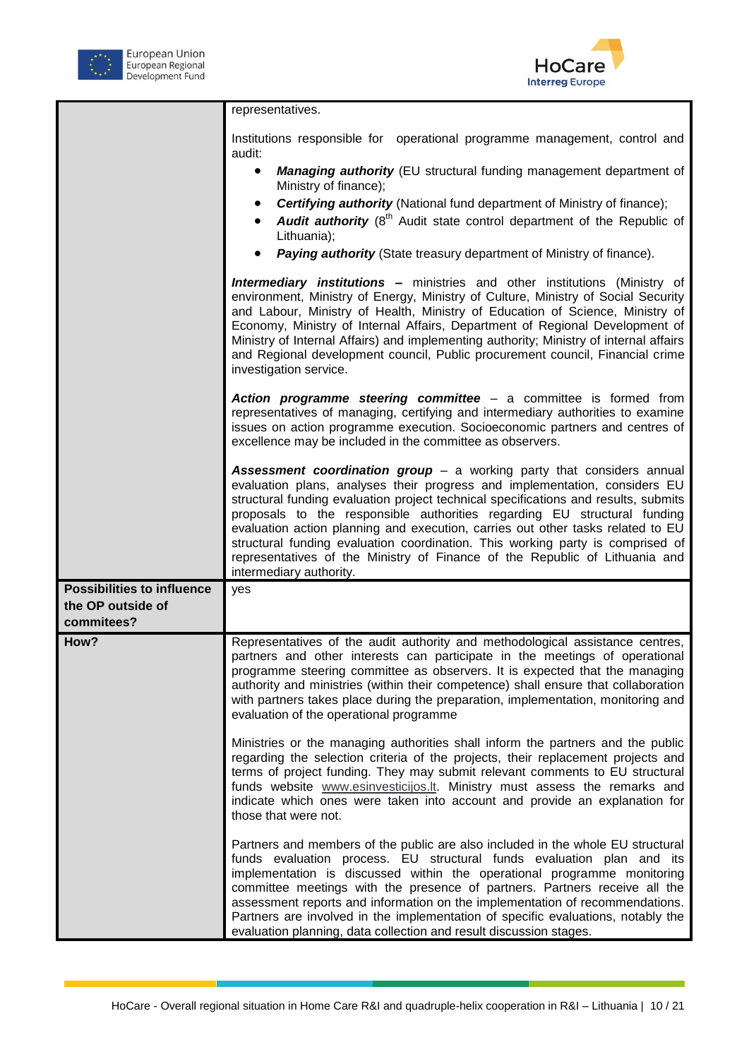| | |
|---|---|
| | representatives.<br><br>Institutions responsible for operational programme management, control and audit:<br><br>• ***Managing authority*** (EU structural funding management department of Ministry of finance);<br>• ***Certifying authority*** (National fund department of Ministry of finance);<br>• ***Audit authority*** (8th Audit state control department of the Republic of Lithuania);<br>• ***Paying authority*** (State treasury department of Ministry of finance).<br><br>***Intermediary institutions*** – ministries and other institutions (Ministry of environment, Ministry of Energy, Ministry of Culture, Ministry of Social Security and Labour, Ministry of Health, Ministry of Education of Science, Ministry of Economy, Ministry of Internal Affairs, Department of Regional Development of Ministry of Internal Affairs) and implementing authority; Ministry of internal affairs and Regional development council, Public procurement council, Financial crime investigation service.<br><br>***Action programme steering committee*** – a committee is formed from representatives of managing, certifying and intermediary authorities to examine issues on action programme execution. Socioeconomic partners and centres of excellence may be included in the committee as observers.<br><br>***Assessment coordination group*** – a working party that considers annual evaluation plans, analyses their progress and implementation, considers EU structural funding evaluation project technical specifications and results, submits proposals to the responsible authorities regarding EU structural funding evaluation action planning and execution, carries out other tasks related to EU structural funding evaluation coordination. This working party is comprised of representatives of the Ministry of Finance of the Republic of Lithuania and intermediary authority. |
| **Possibilities to influence the OP outside of commitees?** | yes |
| **How?** | Representatives of the audit authority and methodological assistance centres, partners and other interests can participate in the meetings of operational programme steering committee as observers. It is expected that the managing authority and ministries (within their competence) shall ensure that collaboration with partners takes place during the preparation, implementation, monitoring and evaluation of the operational programme<br><br>Ministries or the managing authorities shall inform the partners and the public regarding the selection criteria of the projects, their replacement projects and terms of project funding. They may submit relevant comments to EU structural funds website www.esinvesticijos.lt. Ministry must assess the remarks and indicate which ones were taken into account and provide an explanation for those that were not.<br><br>Partners and members of the public are also included in the whole EU structural funds evaluation process. EU structural funds evaluation plan and its implementation is discussed within the operational programme monitoring committee meetings with the presence of partners. Partners receive all the assessment reports and information on the implementation of recommendations. Partners are involved in the implementation of specific evaluations, notably the evaluation planning, data collection and result discussion stages. |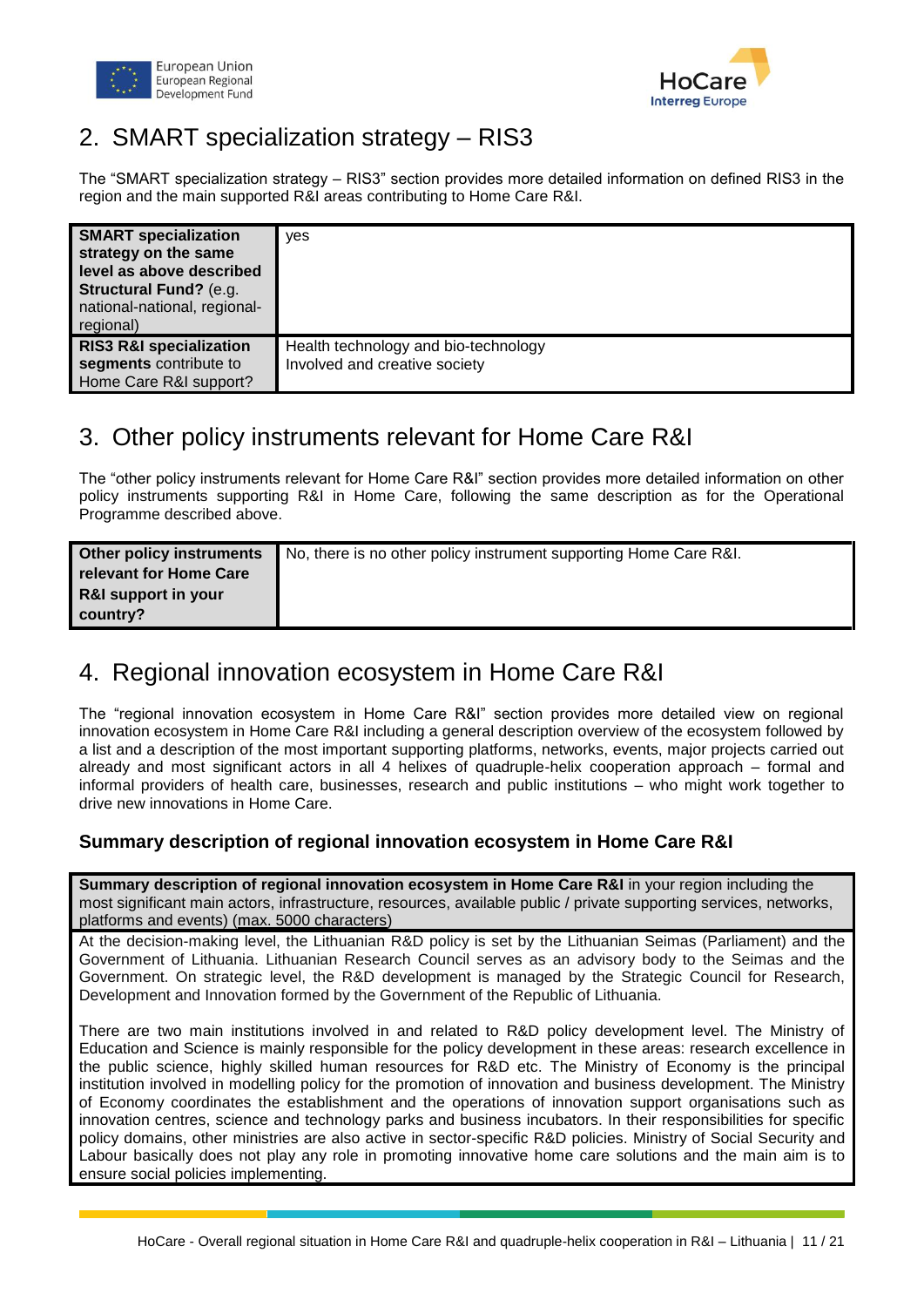## 2. SMART specialization strategy – RIS3

The "SMART specialization strategy – RIS3" section provides more detailed information on defined RIS3 in the region and the main supported R&I areas contributing to Home Care R&I.

| | |
|---|---|
| **SMART specialization strategy on the same level as above described Structural Fund?** (e.g. national-national, regional-regional) | yes |
| **RIS3 R&I specialization segments** contribute to Home Care R&I support? | Health technology and bio-technology<br>Involved and creative society |

## 3. Other policy instruments relevant for Home Care R&I

The "other policy instruments relevant for Home Care R&I" section provides more detailed information on other policy instruments supporting R&I in Home Care, following the same description as for the Operational Programme described above.

| | |
|---|---|
| **Other policy instruments relevant for Home Care R&I support in your country?** | No, there is no other policy instrument supporting Home Care R&I. |

## 4. Regional innovation ecosystem in Home Care R&I

The "regional innovation ecosystem in Home Care R&I" section provides more detailed view on regional innovation ecosystem in Home Care R&I including a general description overview of the ecosystem followed by a list and a description of the most important supporting platforms, networks, events, major projects carried out already and most significant actors in all 4 helixes of quadruple-helix cooperation approach – formal and informal providers of health care, businesses, research and public institutions – who might work together to drive new innovations in Home Care.

### Summary description of regional innovation ecosystem in Home Care R&I

| **Summary description of regional innovation ecosystem in Home Care R&I** in your region including the most significant main actors, infrastructure, resources, available public / private supporting services, networks, platforms and events) (max. 5000 characters) |
|---|
| At the decision-making level, the Lithuanian R&D policy is set by the Lithuanian Seimas (Parliament) and the Government of Lithuania. Lithuanian Research Council serves as an advisory body to the Seimas and the Government. On strategic level, the R&D development is managed by the Strategic Council for Research, Development and Innovation formed by the Government of the Republic of Lithuania.<br><br>There are two main institutions involved in and related to R&D policy development level. The Ministry of Education and Science is mainly responsible for the policy development in these areas: research excellence in the public science, highly skilled human resources for R&D etc. The Ministry of Economy is the principal institution involved in modelling policy for the promotion of innovation and business development. The Ministry of Economy coordinates the establishment and the operations of innovation support organisations such as innovation centres, science and technology parks and business incubators. In their responsibilities for specific policy domains, other ministries are also active in sector-specific R&D policies. Ministry of Social Security and Labour basically does not play any role in promoting innovative home care solutions and the main aim is to ensure social policies implementing. |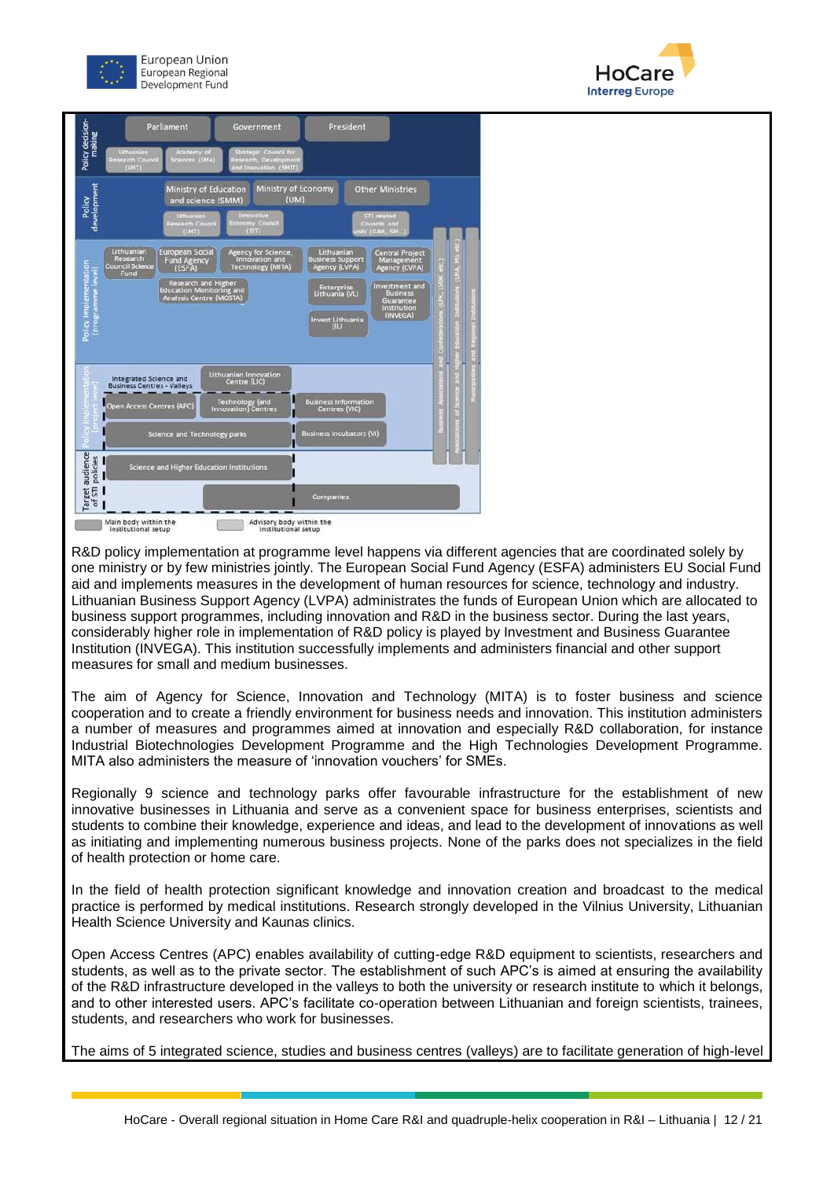R&D policy implementation at programme level happens via different agencies that are coordinated solely by one ministry or by few ministries jointly. The European Social Fund Agency (ESFA) administers EU Social Fund aid and implements measures in the development of human resources for science, technology and industry. Lithuanian Business Support Agency (LVPA) administrates the funds of European Union which are allocated to business support programmes, including innovation and R&D in the business sector. During the last years, considerably higher role in implementation of R&D policy is played by Investment and Business Guarantee Institution (INVEGA). This institution successfully implements and administers financial and other support measures for small and medium businesses.

The aim of Agency for Science, Innovation and Technology (MITA) is to foster business and science cooperation and to create a friendly environment for business needs and innovation. This institution administers a number of measures and programmes aimed at innovation and especially R&D collaboration, for instance Industrial Biotechnologies Development Programme and the High Technologies Development Programme. MITA also administers the measure of 'innovation vouchers' for SMEs.

Regionally 9 science and technology parks offer favourable infrastructure for the establishment of new innovative businesses in Lithuania and serve as a convenient space for business enterprises, scientists and students to combine their knowledge, experience and ideas, and lead to the development of innovations as well as initiating and implementing numerous business projects. None of the parks does not specializes in the field of health protection or home care.

In the field of health protection significant knowledge and innovation creation and broadcast to the medical practice is performed by medical institutions. Research strongly developed in the Vilnius University, Lithuanian Health Science University and Kaunas clinics.

Open Access Centres (APC) enables availability of cutting-edge R&D equipment to scientists, researchers and students, as well as to the private sector. The establishment of such APC's is aimed at ensuring the availability of the R&D infrastructure developed in the valleys to both the university or research institute to which it belongs, and to other interested users. APC's facilitate co-operation between Lithuanian and foreign scientists, trainees, students, and researchers who work for businesses.

The aims of 5 integrated science, studies and business centres (valleys) are to facilitate generation of high-level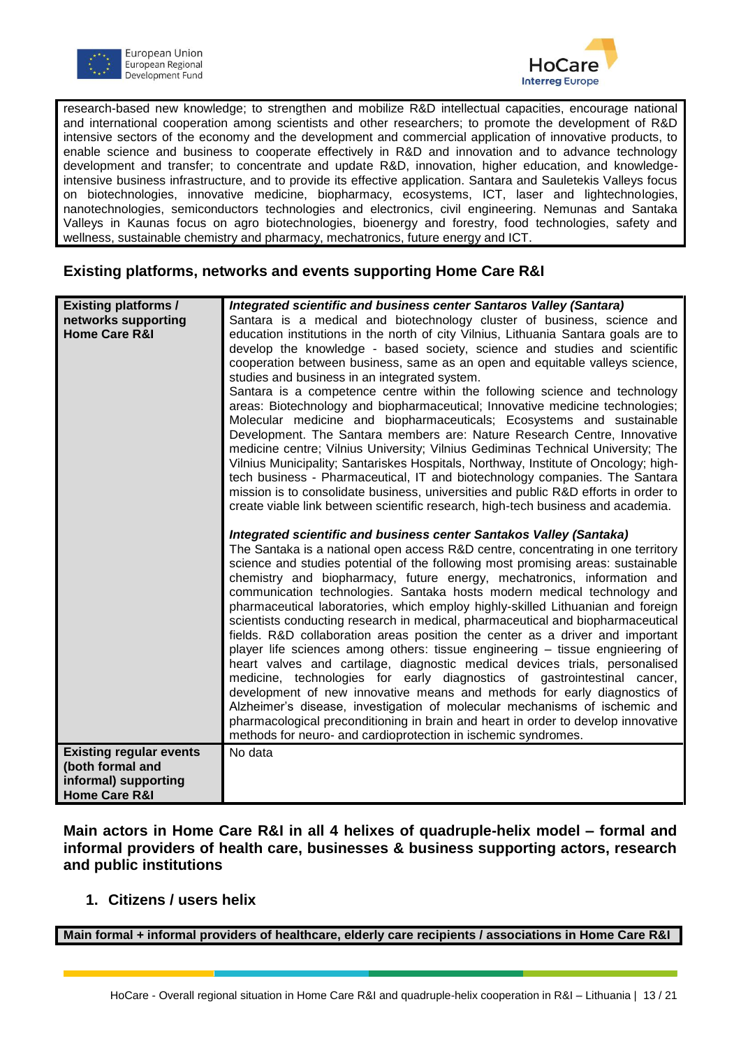research-based new knowledge; to strengthen and mobilize R&D intellectual capacities, encourage national and international cooperation among scientists and other researchers; to promote the development of R&D intensive sectors of the economy and the development and commercial application of innovative products, to enable science and business to cooperate effectively in R&D and innovation and to advance technology development and transfer; to concentrate and update R&D, innovation, higher education, and knowledge-intensive business infrastructure, and to provide its effective application. Santara and Sauletekis Valleys focus on biotechnologies, innovative medicine, biopharmacy, ecosystems, ICT, laser and lightechnologies, nanotechnologies, semiconductors technologies and electronics, civil engineering. Nemunas and Santaka Valleys in Kaunas focus on agro biotechnologies, bioenergy and forestry, food technologies, safety and wellness, sustainable chemistry and pharmacy, mechatronics, future energy and ICT.

## Existing platforms, networks and events supporting Home Care R&I

| | |
|---|---|
| **Existing platforms / networks supporting Home Care R&I** | ***Integrated scientific and business center Santaros Valley (Santara)*** <br> Santara is a medical and biotechnology cluster of business, science and education institutions in the north of city Vilnius, Lithuania Santara goals are to develop the knowledge - based society, science and studies and scientific cooperation between business, same as an open and equitable valleys science, studies and business in an integrated system. <br> Santara is a competence centre within the following science and technology areas: Biotechnology and biopharmaceutical; Innovative medicine technologies; Molecular medicine and biopharmaceuticals; Ecosystems and sustainable Development. The Santara members are: Nature Research Centre, Innovative medicine centre; Vilnius University; Vilnius Gediminas Technical University; The Vilnius Municipality; Santariskes Hospitals, Northway, Institute of Oncology; high-tech business - Pharmaceutical, IT and biotechnology companies. The Santara mission is to consolidate business, universities and public R&D efforts in order to create viable link between scientific research, high-tech business and academia. <br><br> ***Integrated scientific and business center Santakos Valley (Santaka)*** <br> The Santaka is a national open access R&D centre, concentrating in one territory science and studies potential of the following most promising areas: sustainable chemistry and biopharmacy, future energy, mechatronics, information and communication technologies. Santaka hosts modern medical technology and pharmaceutical laboratories, which employ highly-skilled Lithuanian and foreign scientists conducting research in medical, pharmaceutical and biopharmaceutical fields. R&D collaboration areas position the center as a driver and important player life sciences among others: tissue engineering – tissue engnieering of heart valves and cartilage, diagnostic medical devices trials, personalised medicine, technologies for early diagnostics of gastrointestinal cancer, development of new innovative means and methods for early diagnostics of Alzheimer's disease, investigation of molecular mechanisms of ischemic and pharmacological preconditioning in brain and heart in order to develop innovative methods for neuro- and cardioprotection in ischemic syndromes. |
| **Existing regular events (both formal and informal) supporting Home Care R&I** | No data |

## Main actors in Home Care R&I in all 4 helixes of quadruple-helix model – formal and informal providers of health care, businesses & business supporting actors, research and public institutions

### 1. Citizens / users helix

| **Main formal + informal providers of healthcare, elderly care recipients / associations in Home Care R&I** |
|---|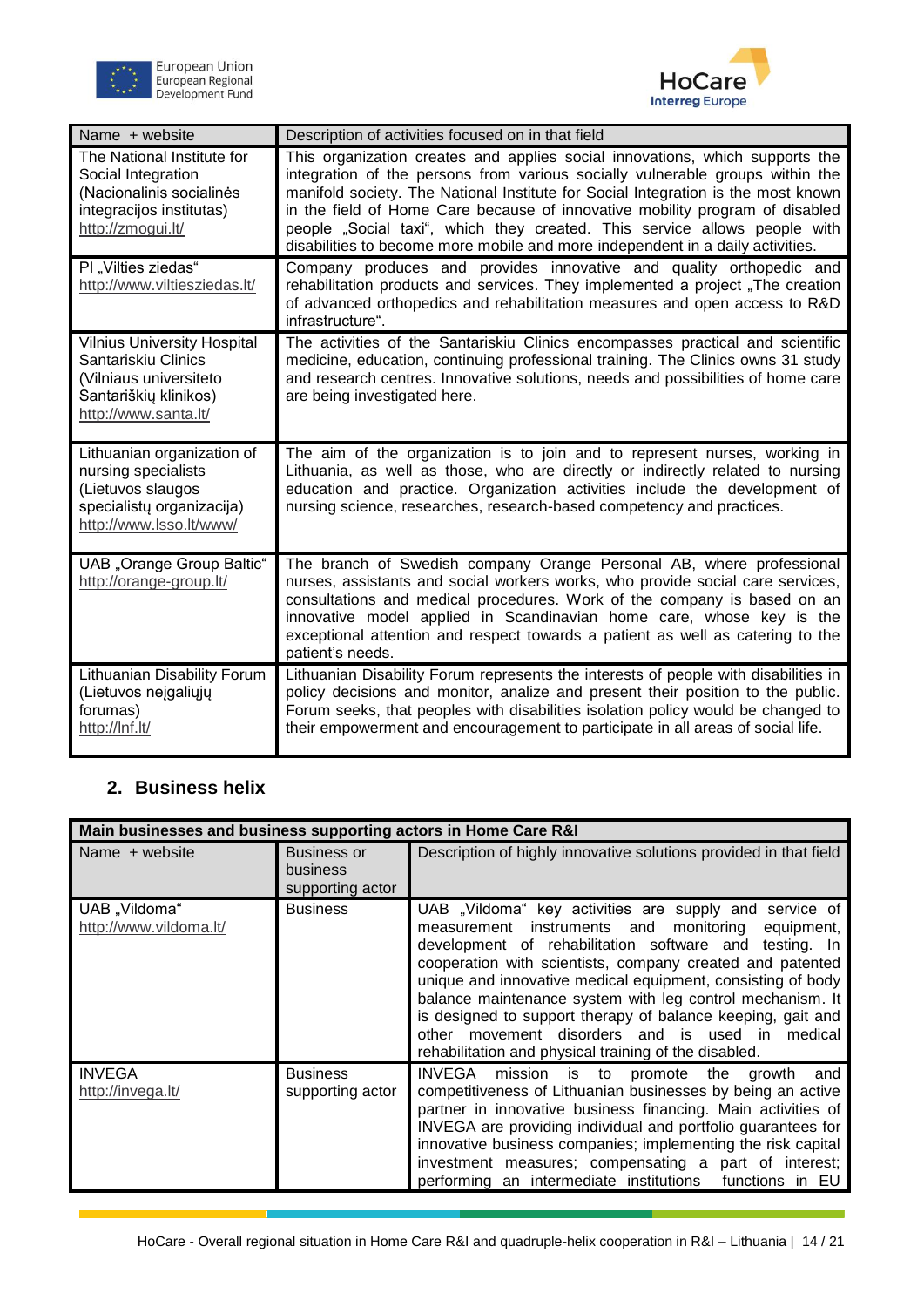| Name + website | Description of activities focused on in that field |
|---|---|
| The National Institute for Social Integration (Nacionalinis socialinės integracijos institutas) http://zmogui.lt/ | This organization creates and applies social innovations, which supports the integration of the persons from various socially vulnerable groups within the manifold society. The National Institute for Social Integration is the most known in the field of Home Care because of innovative mobility program of disabled people „Social taxi", which they created. This service allows people with disabilities to become more mobile and more independent in a daily activities. |
| PI „Vilties ziedas" http://www.viltiesziedas.lt/ | Company produces and provides innovative and quality orthopedic and rehabilitation products and services. They implemented a project „The creation of advanced orthopedics and rehabilitation measures and open access to R&D infrastructure". |
| Vilnius University Hospital Santariskiu Clinics (Vilniaus universiteto Santariškių klinikos) http://www.santa.lt/ | The activities of the Santariskiu Clinics encompasses practical and scientific medicine, education, continuing professional training. The Clinics owns 31 study and research centres. Innovative solutions, needs and possibilities of home care are being investigated here. |
| Lithuanian organization of nursing specialists (Lietuvos slaugos specialistų organizacija) http://www.lsso.lt/www/ | The aim of the organization is to join and to represent nurses, working in Lithuania, as well as those, who are directly or indirectly related to nursing education and practice. Organization activities include the development of nursing science, researches, research-based competency and practices. |
| UAB „Orange Group Baltic" http://orange-group.lt/ | The branch of Swedish company Orange Personal AB, where professional nurses, assistants and social workers works, who provide social care services, consultations and medical procedures. Work of the company is based on an innovative model applied in Scandinavian home care, whose key is the exceptional attention and respect towards a patient as well as catering to the patient's needs. |
| Lithuanian Disability Forum (Lietuvos neįgaliųjų forumas) http://lnf.lt/ | Lithuanian Disability Forum represents the interests of people with disabilities in policy decisions and monitor, analize and present their position to the public. Forum seeks, that peoples with disabilities isolation policy would be changed to their empowerment and encouragement to participate in all areas of social life. |

## 2. Business helix

| **Main businesses and business supporting actors in Home Care R&I** | | |
|---|---|---|
| Name + website | Business or business supporting actor | Description of highly innovative solutions provided in that field |
| UAB „Vildoma" http://www.vildoma.lt/ | Business | UAB „Vildoma" key activities are supply and service of measurement instruments and monitoring equipment, development of rehabilitation software and testing. In cooperation with scientists, company created and patented unique and innovative medical equipment, consisting of body balance maintenance system with leg control mechanism. It is designed to support therapy of balance keeping, gait and other movement disorders and is used in medical rehabilitation and physical training of the disabled. |
| INVEGA http://invega.lt/ | Business supporting actor | INVEGA mission is to promote the growth and competitiveness of Lithuanian businesses by being an active partner in innovative business financing. Main activities of INVEGA are providing individual and portfolio guarantees for innovative business companies; implementing the risk capital investment measures; compensating a part of interest; performing an intermediate institutions functions in EU |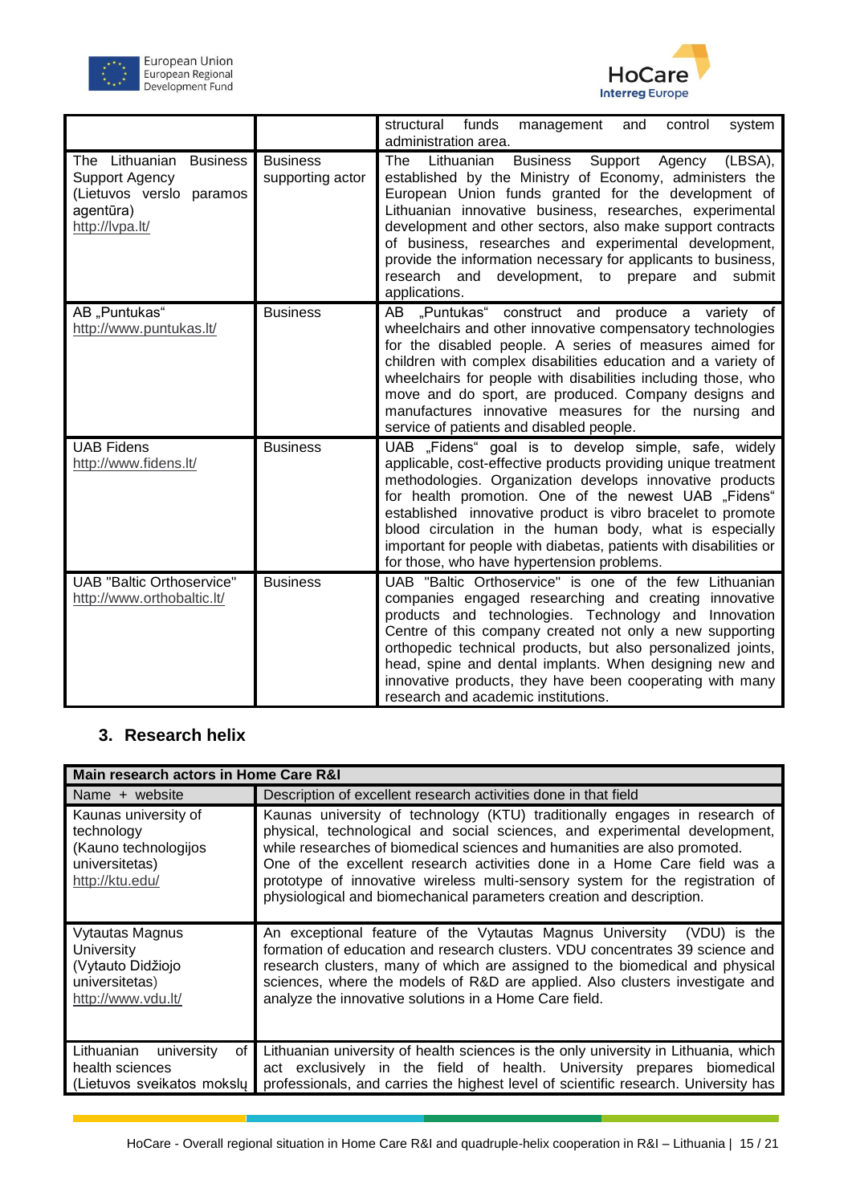| | | |
|---|---|---|
| | | structural funds management and control system administration area. |
| The Lithuanian Business Support Agency (Lietuvos verslo paramos agentūra) http://lvpa.lt/ | Business supporting actor | The Lithuanian Business Support Agency (LBSA), established by the Ministry of Economy, administers the European Union funds granted for the development of Lithuanian innovative business, researches, experimental development and other sectors, also make support contracts of business, researches and experimental development, provide the information necessary for applicants to business, research and development, to prepare and submit applications. |
| AB „Puntukas" http://www.puntukas.lt/ | Business | AB „Puntukas" construct and produce a variety of wheelchairs and other innovative compensatory technologies for the disabled people. A series of measures aimed for children with complex disabilities education and a variety of wheelchairs for people with disabilities including those, who move and do sport, are produced. Company designs and manufactures innovative measures for the nursing and service of patients and disabled people. |
| UAB Fidens http://www.fidens.lt/ | Business | UAB „Fidens" goal is to develop simple, safe, widely applicable, cost-effective products providing unique treatment methodologies. Organization develops innovative products for health promotion. One of the newest UAB „Fidens" established innovative product is vibro bracelet to promote blood circulation in the human body, what is especially important for people with diabetas, patients with disabilities or for those, who have hypertension problems. |
| UAB "Baltic Orthoservice" http://www.orthobaltic.lt/ | Business | UAB "Baltic Orthoservice" is one of the few Lithuanian companies engaged researching and creating innovative products and technologies. Technology and Innovation Centre of this company created not only a new supporting orthopedic technical products, but also personalized joints, head, spine and dental implants. When designing new and innovative products, they have been cooperating with many research and academic institutions. |

## 3. Research helix

| Main research actors in Home Care R&I | |
|---|---|
| Name + website | Description of excellent research activities done in that field |
| Kaunas university of technology (Kauno technologijos universitetas) http://ktu.edu/ | Kaunas university of technology (KTU) traditionally engages in research of physical, technological and social sciences, and experimental development, while researches of biomedical sciences and humanities are also promoted. One of the excellent research activities done in a Home Care field was a prototype of innovative wireless multi-sensory system for the registration of physiological and biomechanical parameters creation and description. |
| Vytautas Magnus University (Vytauto Didžiojo universitetas) http://www.vdu.lt/ | An exceptional feature of the Vytautas Magnus University (VDU) is the formation of education and research clusters. VDU concentrates 39 science and research clusters, many of which are assigned to the biomedical and physical sciences, where the models of R&D are applied. Also clusters investigate and analyze the innovative solutions in a Home Care field. |
| Lithuanian university of health sciences (Lietuvos sveikatos mokslų | Lithuanian university of health sciences is the only university in Lithuania, which act exclusively in the field of health. University prepares biomedical professionals, and carries the highest level of scientific research. University has |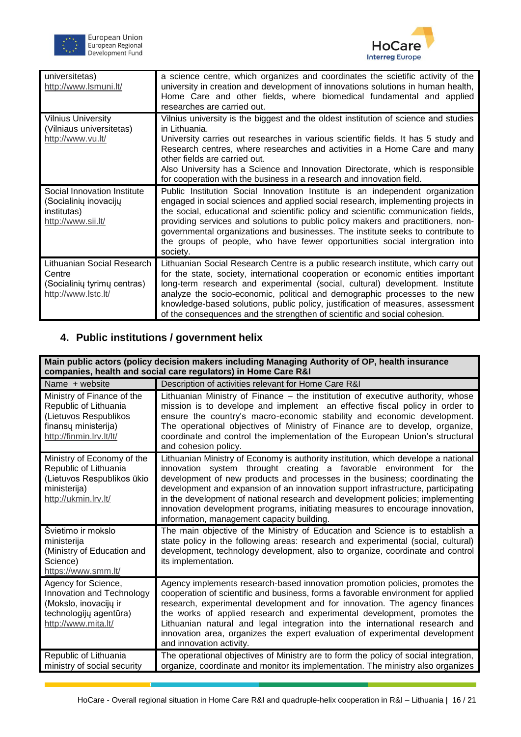| | |
|---|---|
| universitetas)<br>http://www.lsmuni.lt/ | a science centre, which organizes and coordinates the scietific activity of the university in creation and development of innovations solutions in human health, Home Care and other fields, where biomedical fundamental and applied researches are carried out. |
| Vilnius University<br>(Vilniaus universitetas)<br>http://www.vu.lt/ | Vilnius university is the biggest and the oldest institution of science and studies in Lithuania.<br>University carries out researches in various scientific fields. It has 5 study and Research centres, where researches and activities in a Home Care and many other fields are carried out.<br>Also University has a Science and Innovation Directorate, which is responsible for cooperation with the business in a research and innovation field. |
| Social Innovation Institute<br>(Socialinių inovacijų institutas)<br>http://www.sii.lt/ | Public Institution Social Innovation Institute is an independent organization engaged in social sciences and applied social research, implementing projects in the social, educational and scientific policy and scientific communication fields, providing services and solutions to public policy makers and practitioners, non-governmental organizations and businesses. The institute seeks to contribute to the groups of people, who have fewer opportunities social intergration into society. |
| Lithuanian Social Research Centre<br>(Socialinių tyrimų centras)<br>http://www.lstc.lt/ | Lithuanian Social Research Centre is a public research institute, which carry out for the state, society, international cooperation or economic entities important long-term research and experimental (social, cultural) development. Institute analyze the socio-economic, political and demographic processes to the new knowledge-based solutions, public policy, justification of measures, assessment of the consequences and the strengthen of scientific and social cohesion. |

## 4. Public institutions / government helix

| **Main public actors (policy decision makers including Managing Authority of OP, health insurance companies, health and social care regulators) in Home Care R&I** | |
|---|---|
| Name + website | Description of activities relevant for Home Care R&I |
| Ministry of Finance of the Republic of Lithuania<br>(Lietuvos Respublikos finansų ministerija)<br>http://finmin.lrv.lt/lt/ | Lithuanian Ministry of Finance – the institution of executive authority, whose mission is to develope and implement an effective fiscal policy in order to ensure the country's macro-economic stability and economic development. The operational objectives of Ministry of Finance are to develop, organize, coordinate and control the implementation of the European Union's structural and cohesion policy. |
| Ministry of Economy of the Republic of Lithuania<br>(Lietuvos Respublikos ūkio ministerija)<br>http://ukmin.lrv.lt/ | Lithuanian Ministry of Economy is authority institution, which develope a national innovation system throught creating a favorable environment for the development of new products and processes in the business; coordinating the development and expansion of an innovation support infrastructure, participating in the development of national research and development policies; implementing innovation development programs, initiating measures to encourage innovation, information, management capacity building. |
| Švietimo ir mokslo ministerija<br>(Ministry of Education and Science)<br>https://www.smm.lt/ | The main objective of the Ministry of Education and Science is to establish a state policy in the following areas: research and experimental (social, cultural) development, technology development, also to organize, coordinate and control its implementation. |
| Agency for Science, Innovation and Technology<br>(Mokslo, inovacijų ir technologijų agentūra)<br>http://www.mita.lt/ | Agency implements research-based innovation promotion policies, promotes the cooperation of scientific and business, forms a favorable environment for applied research, experimental development and for innovation. The agency finances the works of applied research and experimental development, promotes the Lithuanian natural and legal integration into the international research and innovation area, organizes the expert evaluation of experimental development and innovation activity. |
| Republic of Lithuania ministry of social security | The operational objectives of Ministry are to form the policy of social integration, organize, coordinate and monitor its implementation. The ministry also organizes |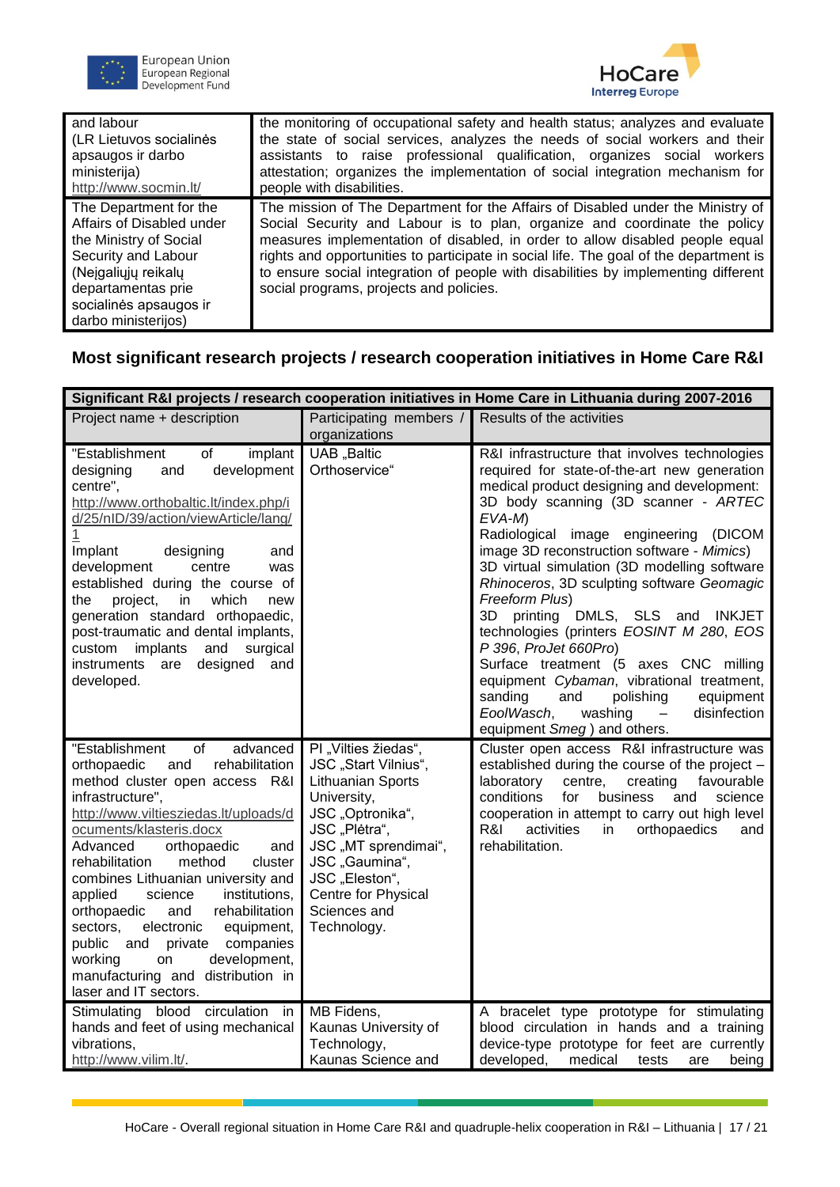| and labour (LR Lietuvos socialinės apsaugos ir darbo ministerija) http://www.socmin.lt/ | the monitoring of occupational safety and health status; analyzes and evaluate the state of social services, analyzes the needs of social workers and their assistants to raise professional qualification, organizes social workers attestation; organizes the implementation of social integration mechanism for people with disabilities. |
|---|---|
| The Department for the Affairs of Disabled under the Ministry of Social Security and Labour (Neįgaliųjų reikalų departamentas prie socialinės apsaugos ir darbo ministerijos) | The mission of The Department for the Affairs of Disabled under the Ministry of Social Security and Labour is to plan, organize and coordinate the policy measures implementation of disabled, in order to allow disabled people equal rights and opportunities to participate in social life. The goal of the department is to ensure social integration of people with disabilities by implementing different social programs, projects and policies. |

## Most significant research projects / research cooperation initiatives in Home Care R&I

| Significant R&I projects / research cooperation initiatives in Home Care in Lithuania during 2007-2016 | | |
|---|---|---|
| Project name + description | Participating members / organizations | Results of the activities |
| "Establishment of implant designing and development centre", http://www.orthobaltic.lt/index.php/id/25/nID/39/action/viewArticle/lang/1 Implant designing and development centre was established during the course of the project, in which new generation standard orthopaedic, post-traumatic and dental implants, custom implants and surgical instruments are designed and developed. | UAB „Baltic Orthoservice“ | R&I infrastructure that involves technologies required for state-of-the-art new generation medical product designing and development: 3D body scanning (3D scanner - *ARTEC EVA-M*) Radiological image engineering (DICOM image 3D reconstruction software - *Mimics*) 3D virtual simulation (3D modelling software *Rhinoceros*, 3D sculpting software *Geomagic Freeform Plus*) 3D printing DMLS, SLS and INKJET technologies (printers *EOSINT M 280*, *EOS P 396*, *ProJet 660Pro*) Surface treatment (5 axes CNC milling equipment *Cybaman*, vibrational treatment, sanding and polishing equipment *EoolWasch*, washing – disinfection equipment *Smeg* ) and others. |
| "Establishment of advanced orthopaedic and rehabilitation method cluster open access R&I infrastructure", http://www.viltiesziedas.lt/uploads/documents/klasteris.docx Advanced orthopaedic and rehabilitation method cluster combines Lithuanian university and applied science institutions, orthopaedic and rehabilitation sectors, electronic equipment, public and private companies working on development, manufacturing and distribution in laser and IT sectors. | PI „Vilties žiedas“, JSC „Start Vilnius“, Lithuanian Sports University, JSC „Optronika“, JSC „Plėtra“, JSC „MT sprendimai“, JSC „Gaumina“, JSC „Eleston“, Centre for Physical Sciences and Technology. | Cluster open access R&I infrastructure was established during the course of the project – laboratory centre, creating favourable conditions for business and science cooperation in attempt to carry out high level R&I activities in orthopaedics and rehabilitation. |
| Stimulating blood circulation in hands and feet of using mechanical vibrations, http://www.vilim.lt/. | MB Fidens, Kaunas University of Technology, Kaunas Science and | A bracelet type prototype for stimulating blood circulation in hands and a training device-type prototype for feet are currently developed, medical tests are being |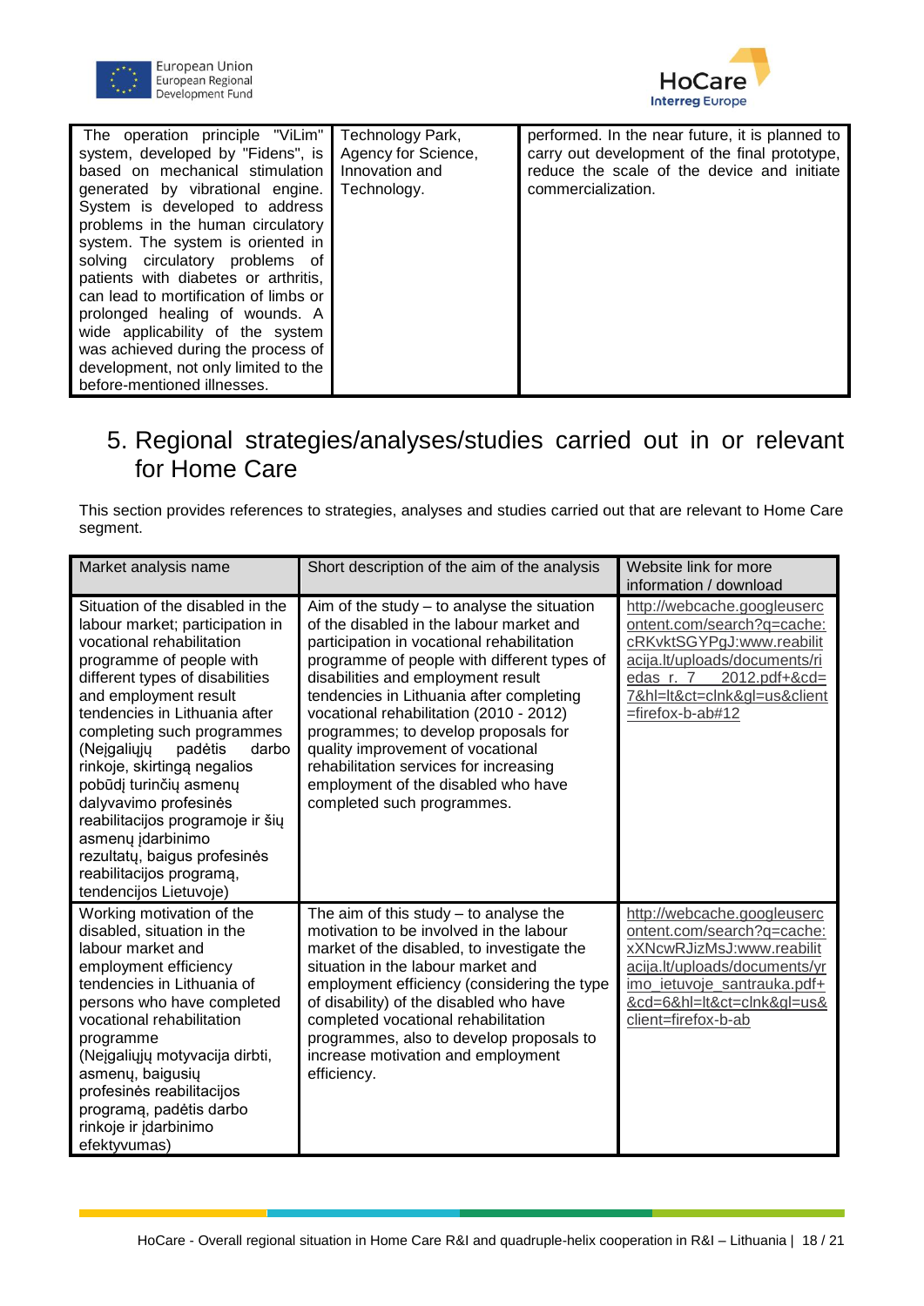| | | |
|---|---|---|
| The operation principle "ViLim" system, developed by "Fidens", is based on mechanical stimulation generated by vibrational engine. System is developed to address problems in the human circulatory system. The system is oriented in solving circulatory problems of patients with diabetes or arthritis, can lead to mortification of limbs or prolonged healing of wounds. A wide applicability of the system was achieved during the process of development, not only limited to the before-mentioned illnesses. | Technology Park, Agency for Science, Innovation and Technology. | performed. In the near future, it is planned to carry out development of the final prototype, reduce the scale of the device and initiate commercialization. |

# 5. Regional strategies/analyses/studies carried out in or relevant for Home Care

This section provides references to strategies, analyses and studies carried out that are relevant to Home Care segment.

| Market analysis name | Short description of the aim of the analysis | Website link for more information / download |
|---|---|---|
| Situation of the disabled in the labour market; participation in vocational rehabilitation programme of people with different types of disabilities and employment result tendencies in Lithuania after completing such programmes (Neįgaliųjų padėtis darbo rinkoje, skirtingą negalios pobūdį turinčių asmenų dalyvavimo profesinės reabilitacijos programoje ir šių asmenų įdarbinimo rezultatų, baigus profesinės reabilitacijos programą, tendencijos Lietuvoje) | Aim of the study – to analyse the situation of the disabled in the labour market and participation in vocational rehabilitation programme of people with different types of disabilities and employment result tendencies in Lithuania after completing vocational rehabilitation (2010 - 2012) programmes; to develop proposals for quality improvement of vocational rehabilitation services for increasing employment of the disabled who have completed such programmes. | http://webcache.googleusercontent.com/search?q=cache:cRKvktSGYPgJ:www.reabilitacija.lt/uploads/documents/riedas_r._7__2012.pdf+&cd=7&hl=lt&ct=clnk&gl=us&client=firefox-b-ab#12 |
| Working motivation of the disabled, situation in the labour market and employment efficiency tendencies in Lithuania of persons who have completed vocational rehabilitation programme (Neįgaliųjų motyvacija dirbti, asmenų, baigusių profesinės reabilitacijos programą, padėtis darbo rinkoje ir įdarbinimo efektyvumas) | The aim of this study – to analyse the motivation to be involved in the labour market of the disabled, to investigate the situation in the labour market and employment efficiency (considering the type of disability) of the disabled who have completed vocational rehabilitation programmes, also to develop proposals to increase motivation and employment efficiency. | http://webcache.googleusercontent.com/search?q=cache:xXNcwRJizMsJ:www.reabilitacija.lt/uploads/documents/yrimo_ietuvoje_santrauka.pdf+&cd=6&hl=lt&ct=clnk&gl=us&client=firefox-b-ab |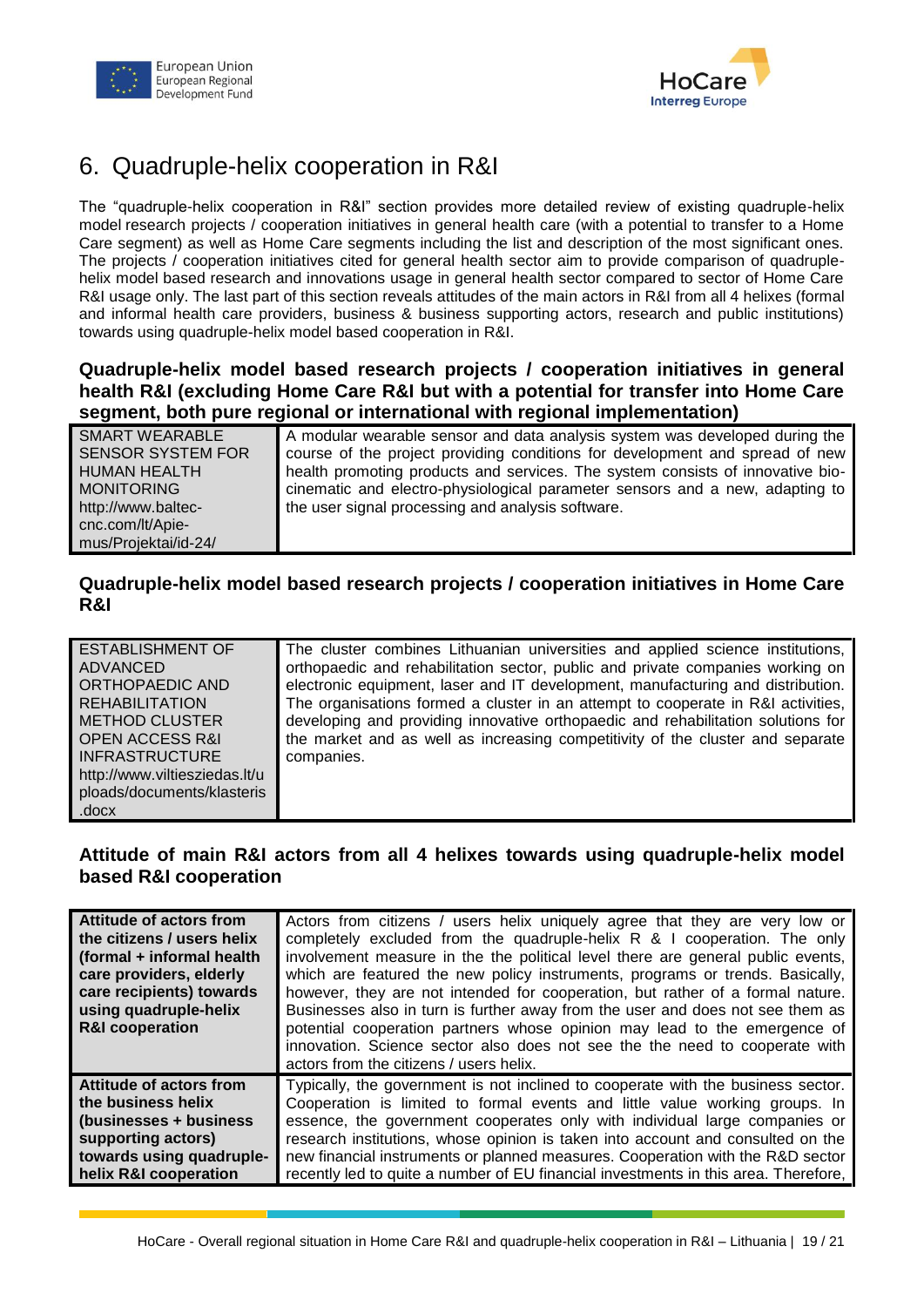# 6. Quadruple-helix cooperation in R&I

The "quadruple-helix cooperation in R&I" section provides more detailed review of existing quadruple-helix model research projects / cooperation initiatives in general health care (with a potential to transfer to a Home Care segment) as well as Home Care segments including the list and description of the most significant ones. The projects / cooperation initiatives cited for general health sector aim to provide comparison of quadruple-helix model based research and innovations usage in general health sector compared to sector of Home Care R&I usage only. The last part of this section reveals attitudes of the main actors in R&I from all 4 helixes (formal and informal health care providers, business & business supporting actors, research and public institutions) towards using quadruple-helix model based cooperation in R&I.

### Quadruple-helix model based research projects / cooperation initiatives in general health R&I (excluding Home Care R&I but with a potential for transfer into Home Care segment, both pure regional or international with regional implementation)

| | |
|---|---|
| SMART WEARABLE SENSOR SYSTEM FOR HUMAN HEALTH MONITORING http://www.baltec-cnc.com/lt/Apie-mus/Projektai/id-24/ | A modular wearable sensor and data analysis system was developed during the course of the project providing conditions for development and spread of new health promoting products and services. The system consists of innovative bio-cinematic and electro-physiological parameter sensors and a new, adapting to the user signal processing and analysis software. |

### Quadruple-helix model based research projects / cooperation initiatives in Home Care R&I

| | |
|---|---|
| ESTABLISHMENT OF ADVANCED ORTHOPAEDIC AND REHABILITATION METHOD CLUSTER OPEN ACCESS R&I INFRASTRUCTURE http://www.viltiesziedas.lt/uploads/documents/klasteris.docx | The cluster combines Lithuanian universities and applied science institutions, orthopaedic and rehabilitation sector, public and private companies working on electronic equipment, laser and IT development, manufacturing and distribution. The organisations formed a cluster in an attempt to cooperate in R&I activities, developing and providing innovative orthopaedic and rehabilitation solutions for the market and as well as increasing competitivity of the cluster and separate companies. |

### Attitude of main R&I actors from all 4 helixes towards using quadruple-helix model based R&I cooperation

| | |
|---|---|
| **Attitude of actors from the citizens / users helix (formal + informal health care providers, elderly care recipients) towards using quadruple-helix R&I cooperation** | Actors from citizens / users helix uniquely agree that they are very low or completely excluded from the quadruple-helix R & I cooperation. The only involvement measure in the the political level there are general public events, which are featured the new policy instruments, programs or trends. Basically, however, they are not intended for cooperation, but rather of a formal nature. Businesses also in turn is further away from the user and does not see them as potential cooperation partners whose opinion may lead to the emergence of innovation. Science sector also does not see the the need to cooperate with actors from the citizens / users helix. |
| **Attitude of actors from the business helix (businesses + business supporting actors) towards using quadruple-helix R&I cooperation** | Typically, the government is not inclined to cooperate with the business sector. Cooperation is limited to formal events and little value working groups. In essence, the government cooperates only with individual large companies or research institutions, whose opinion is taken into account and consulted on the new financial instruments or planned measures. Cooperation with the R&D sector recently led to quite a number of EU financial investments in this area. Therefore, |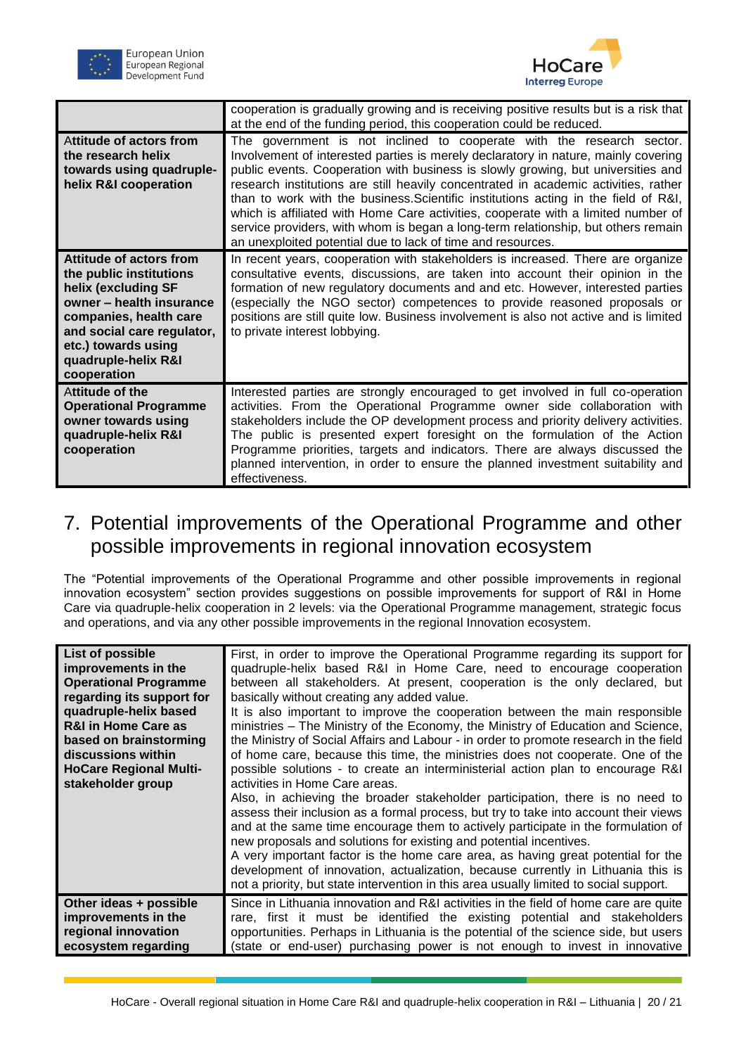| | |
|---|---|
| | cooperation is gradually growing and is receiving positive results but is a risk that at the end of the funding period, this cooperation could be reduced. |
| **Attitude of actors from the research helix towards using quadruple-helix R&I cooperation** | The government is not inclined to cooperate with the research sector. Involvement of interested parties is merely declaratory in nature, mainly covering public events. Cooperation with business is slowly growing, but universities and research institutions are still heavily concentrated in academic activities, rather than to work with the business.Scientific institutions acting in the field of R&I, which is affiliated with Home Care activities, cooperate with a limited number of service providers, with whom is began a long-term relationship, but others remain an unexploited potential due to lack of time and resources. |
| **Attitude of actors from the public institutions helix (excluding SF owner – health insurance companies, health care and social care regulator, etc.) towards using quadruple-helix R&I cooperation** | In recent years, cooperation with stakeholders is increased. There are organize consultative events, discussions, are taken into account their opinion in the formation of new regulatory documents and and etc. However, interested parties (especially the NGO sector) competences to provide reasoned proposals or positions are still quite low. Business involvement is also not active and is limited to private interest lobbying. |
| **Attitude of the Operational Programme owner towards using quadruple-helix R&I cooperation** | Interested parties are strongly encouraged to get involved in full co-operation activities. From the Operational Programme owner side collaboration with stakeholders include the OP development process and priority delivery activities. The public is presented expert foresight on the formulation of the Action Programme priorities, targets and indicators. There are always discussed the planned intervention, in order to ensure the planned investment suitability and effectiveness. |

# 7. Potential improvements of the Operational Programme and other possible improvements in regional innovation ecosystem

The "Potential improvements of the Operational Programme and other possible improvements in regional innovation ecosystem" section provides suggestions on possible improvements for support of R&I in Home Care via quadruple-helix cooperation in 2 levels: via the Operational Programme management, strategic focus and operations, and via any other possible improvements in the regional Innovation ecosystem.

| | |
|---|---|
| **List of possible improvements in the Operational Programme regarding its support for quadruple-helix based R&I in Home Care as based on brainstorming discussions within HoCare Regional Multi-stakeholder group** | First, in order to improve the Operational Programme regarding its support for quadruple-helix based R&I in Home Care, need to encourage cooperation between all stakeholders. At present, cooperation is the only declared, but basically without creating any added value.<br>It is also important to improve the cooperation between the main responsible ministries – The Ministry of the Economy, the Ministry of Education and Science, the Ministry of Social Affairs and Labour - in order to promote research in the field of home care, because this time, the ministries does not cooperate. One of the possible solutions - to create an interministerial action plan to encourage R&I activities in Home Care areas.<br>Also, in achieving the broader stakeholder participation, there is no need to assess their inclusion as a formal process, but try to take into account their views and at the same time encourage them to actively participate in the formulation of new proposals and solutions for existing and potential incentives.<br>A very important factor is the home care area, as having great potential for the development of innovation, actualization, because currently in Lithuania this is not a priority, but state intervention in this area usually limited to social support. |
| **Other ideas + possible improvements in the regional innovation ecosystem regarding** | Since in Lithuania innovation and R&I activities in the field of home care are quite rare, first it must be identified the existing potential and stakeholders opportunities. Perhaps in Lithuania is the potential of the science side, but users (state or end-user) purchasing power is not enough to invest in innovative |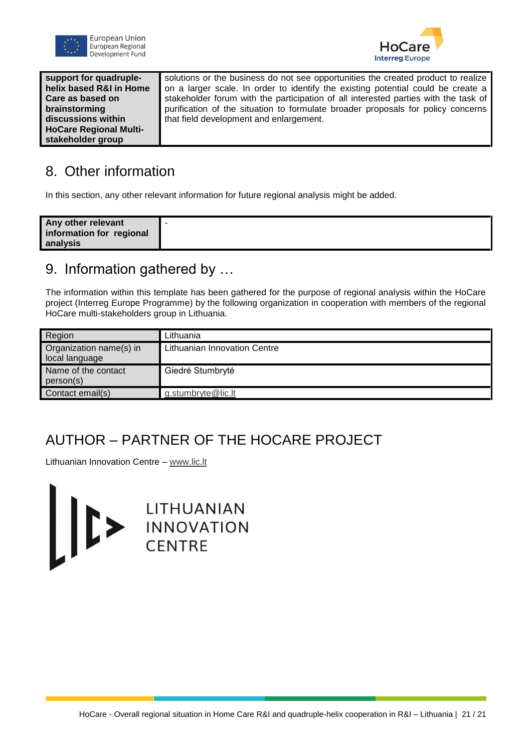| | |
|---|---|
| **support for quadruple-helix based R&I in Home Care as based on brainstorming discussions within HoCare Regional Multi-stakeholder group** | solutions or the business do not see opportunities the created product to realize on a larger scale. In order to identify the existing potential could be create a stakeholder forum with the participation of all interested parties with the task of purification of the situation to formulate broader proposals for policy concerns that field development and enlargement. |

## 8. Other information

In this section, any other relevant information for future regional analysis might be added.

| | |
|---|---|
| **Any other relevant information for regional analysis** | - |

## 9. Information gathered by …

The information within this template has been gathered for the purpose of regional analysis within the HoCare project (Interreg Europe Programme) by the following organization in cooperation with members of the regional HoCare multi-stakeholders group in Lithuania.

| | |
|---|---|
| Region | Lithuania |
| Organization name(s) in local language | Lithuanian Innovation Centre |
| Name of the contact person(s) | Giedrė Stumbrytė |
| Contact email(s) | g.stumbryte@lic.lt |

## AUTHOR – PARTNER OF THE HOCARE PROJECT

Lithuanian Innovation Centre – www.lic.lt

LITHUANIAN INNOVATION CENTRE